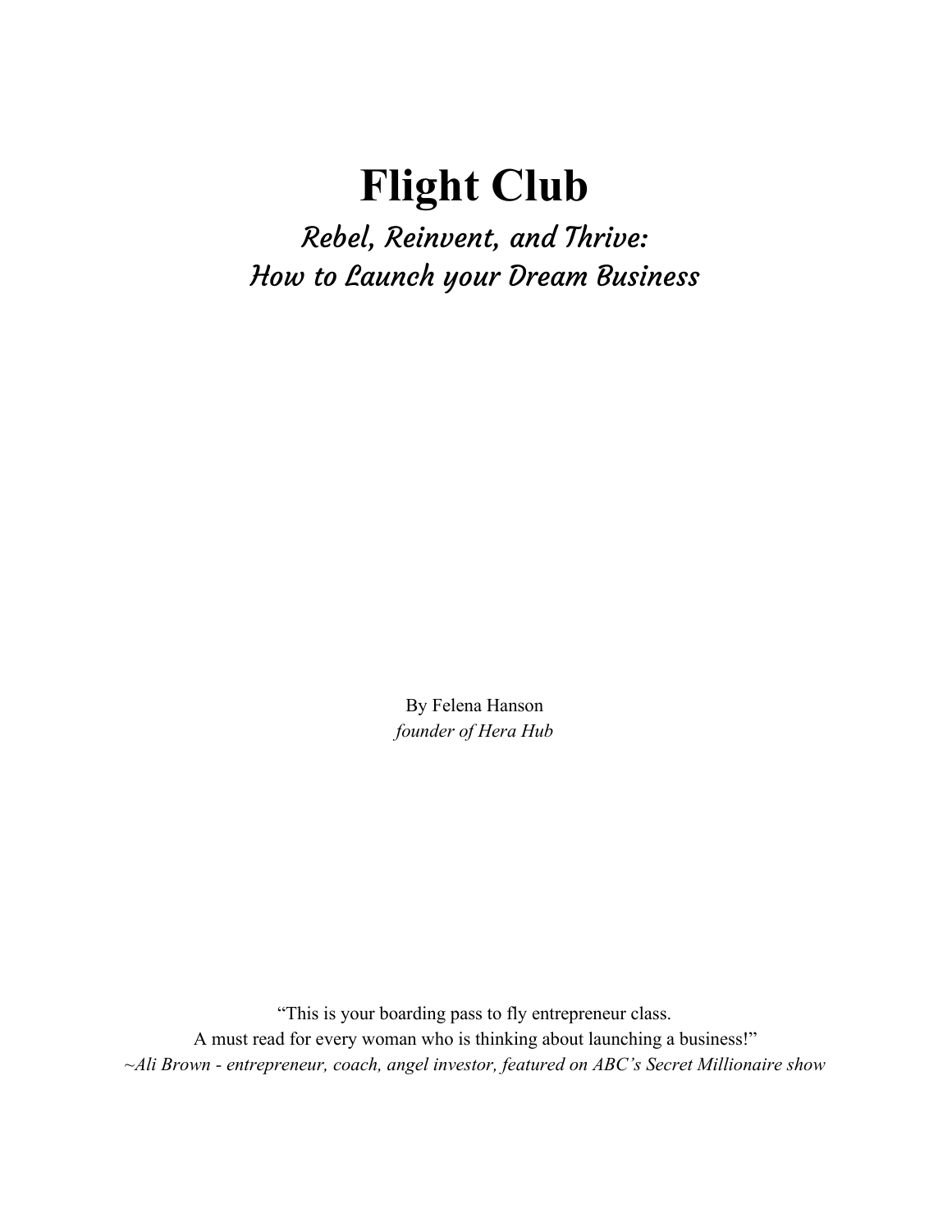# Flight Club

## *Rebel, Reinvent, and Thrive: How to Launch your Dream Business*

By Felena Hanson
*founder of Hera Hub*

"This is your boarding pass to fly entrepreneur class.
A must read for every woman who is thinking about launching a business!"
*~Ali Brown - entrepreneur, coach, angel investor, featured on ABC's Secret Millionaire show*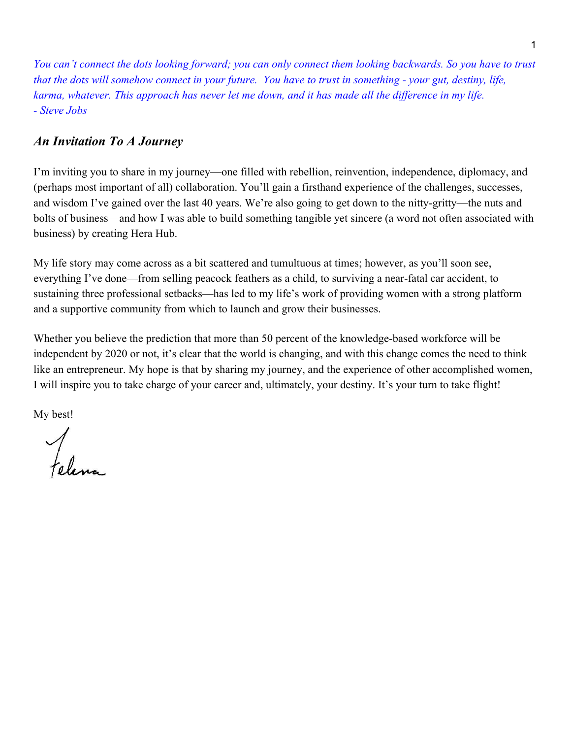*You can't connect the dots looking forward; you can only connect them looking backwards. So you have to trust that the dots will somehow connect in your future. You have to trust in something - your gut, destiny, life, karma, whatever. This approach has never let me down, and it has made all the difference in my life.*
*- Steve Jobs*

## *An Invitation To A Journey*

I'm inviting you to share in my journey—one filled with rebellion, reinvention, independence, diplomacy, and (perhaps most important of all) collaboration. You'll gain a firsthand experience of the challenges, successes, and wisdom I've gained over the last 40 years. We're also going to get down to the nitty-gritty—the nuts and bolts of business—and how I was able to build something tangible yet sincere (a word not often associated with business) by creating Hera Hub.

My life story may come across as a bit scattered and tumultuous at times; however, as you'll soon see, everything I've done—from selling peacock feathers as a child, to surviving a near-fatal car accident, to sustaining three professional setbacks—has led to my life's work of providing women with a strong platform and a supportive community from which to launch and grow their businesses.

Whether you believe the prediction that more than 50 percent of the knowledge-based workforce will be independent by 2020 or not, it's clear that the world is changing, and with this change comes the need to think like an entrepreneur. My hope is that by sharing my journey, and the experience of other accomplished women, I will inspire you to take charge of your career and, ultimately, your destiny. It's your turn to take flight!

My best!

Felena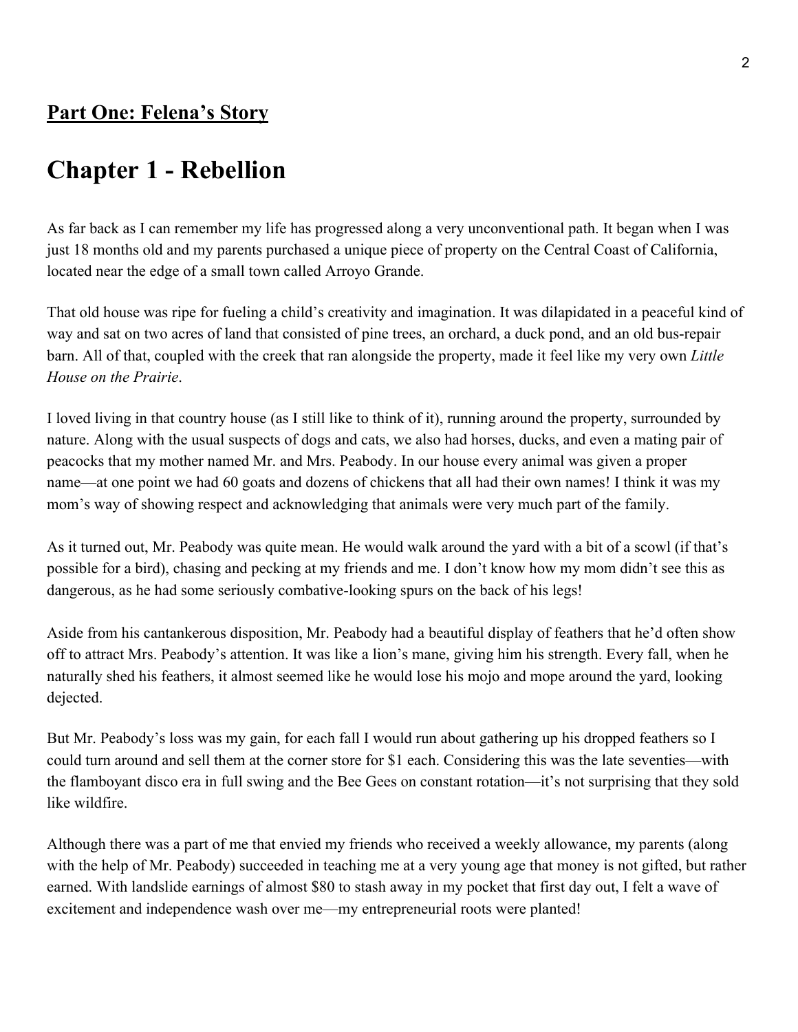## Part One: Felena's Story

# Chapter 1 - Rebellion

As far back as I can remember my life has progressed along a very unconventional path. It began when I was just 18 months old and my parents purchased a unique piece of property on the Central Coast of California, located near the edge of a small town called Arroyo Grande.

That old house was ripe for fueling a child's creativity and imagination. It was dilapidated in a peaceful kind of way and sat on two acres of land that consisted of pine trees, an orchard, a duck pond, and an old bus-repair barn. All of that, coupled with the creek that ran alongside the property, made it feel like my very own *Little House on the Prairie*.

I loved living in that country house (as I still like to think of it), running around the property, surrounded by nature. Along with the usual suspects of dogs and cats, we also had horses, ducks, and even a mating pair of peacocks that my mother named Mr. and Mrs. Peabody. In our house every animal was given a proper name—at one point we had 60 goats and dozens of chickens that all had their own names! I think it was my mom's way of showing respect and acknowledging that animals were very much part of the family.

As it turned out, Mr. Peabody was quite mean. He would walk around the yard with a bit of a scowl (if that's possible for a bird), chasing and pecking at my friends and me. I don't know how my mom didn't see this as dangerous, as he had some seriously combative-looking spurs on the back of his legs!

Aside from his cantankerous disposition, Mr. Peabody had a beautiful display of feathers that he'd often show off to attract Mrs. Peabody's attention. It was like a lion's mane, giving him his strength. Every fall, when he naturally shed his feathers, it almost seemed like he would lose his mojo and mope around the yard, looking dejected.

But Mr. Peabody's loss was my gain, for each fall I would run about gathering up his dropped feathers so I could turn around and sell them at the corner store for $1 each. Considering this was the late seventies—with the flamboyant disco era in full swing and the Bee Gees on constant rotation—it's not surprising that they sold like wildfire.

Although there was a part of me that envied my friends who received a weekly allowance, my parents (along with the help of Mr. Peabody) succeeded in teaching me at a very young age that money is not gifted, but rather earned. With landslide earnings of almost $80 to stash away in my pocket that first day out, I felt a wave of excitement and independence wash over me—my entrepreneurial roots were planted!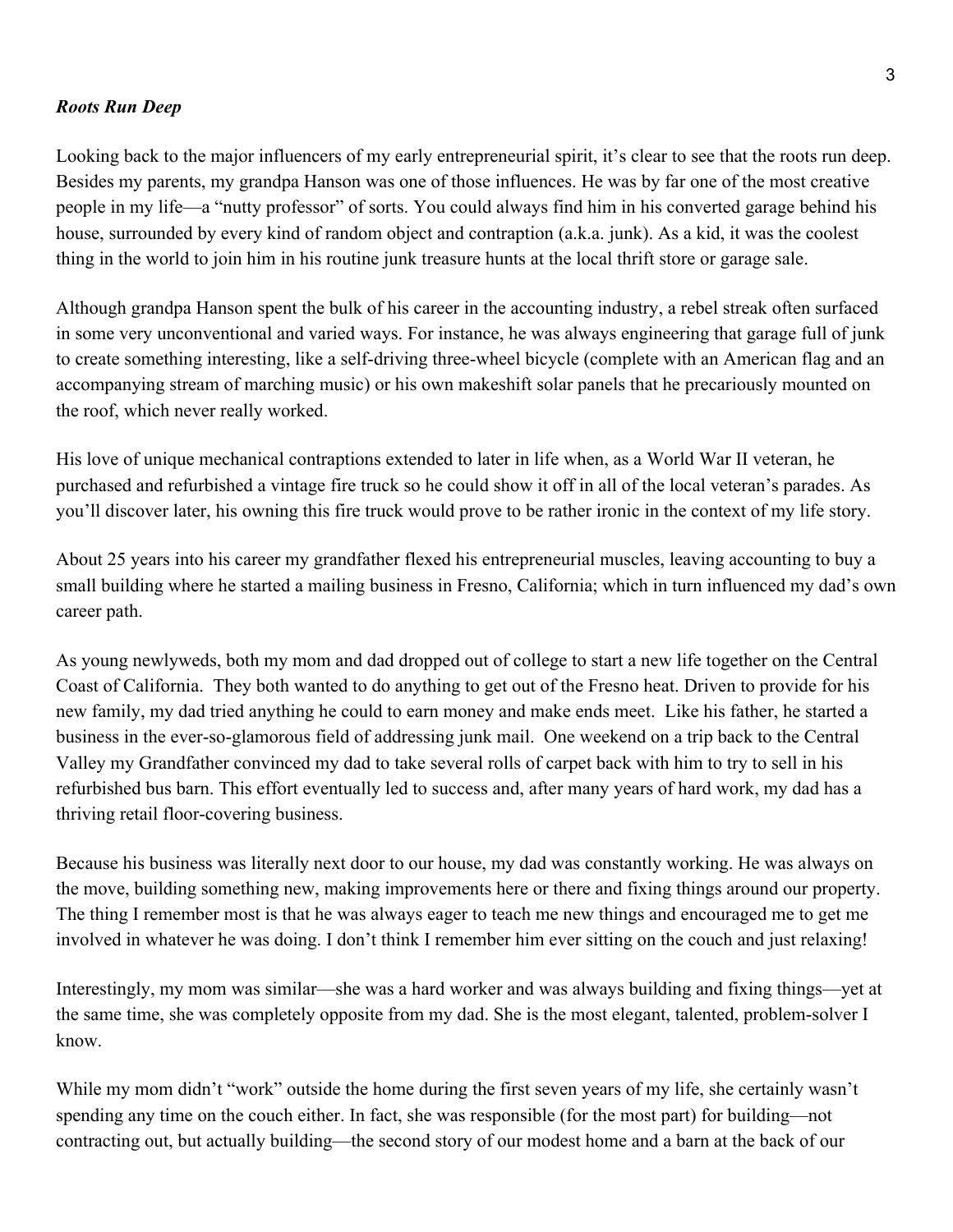***Roots Run Deep***

Looking back to the major influencers of my early entrepreneurial spirit, it's clear to see that the roots run deep. Besides my parents, my grandpa Hanson was one of those influences. He was by far one of the most creative people in my life—a "nutty professor" of sorts. You could always find him in his converted garage behind his house, surrounded by every kind of random object and contraption (a.k.a. junk). As a kid, it was the coolest thing in the world to join him in his routine junk treasure hunts at the local thrift store or garage sale.

Although grandpa Hanson spent the bulk of his career in the accounting industry, a rebel streak often surfaced in some very unconventional and varied ways. For instance, he was always engineering that garage full of junk to create something interesting, like a self-driving three-wheel bicycle (complete with an American flag and an accompanying stream of marching music) or his own makeshift solar panels that he precariously mounted on the roof, which never really worked.

His love of unique mechanical contraptions extended to later in life when, as a World War II veteran, he purchased and refurbished a vintage fire truck so he could show it off in all of the local veteran's parades. As you'll discover later, his owning this fire truck would prove to be rather ironic in the context of my life story.

About 25 years into his career my grandfather flexed his entrepreneurial muscles, leaving accounting to buy a small building where he started a mailing business in Fresno, California; which in turn influenced my dad's own career path.

As young newlyweds, both my mom and dad dropped out of college to start a new life together on the Central Coast of California. They both wanted to do anything to get out of the Fresno heat. Driven to provide for his new family, my dad tried anything he could to earn money and make ends meet. Like his father, he started a business in the ever-so-glamorous field of addressing junk mail. One weekend on a trip back to the Central Valley my Grandfather convinced my dad to take several rolls of carpet back with him to try to sell in his refurbished bus barn. This effort eventually led to success and, after many years of hard work, my dad has a thriving retail floor-covering business.

Because his business was literally next door to our house, my dad was constantly working. He was always on the move, building something new, making improvements here or there and fixing things around our property. The thing I remember most is that he was always eager to teach me new things and encouraged me to get me involved in whatever he was doing. I don't think I remember him ever sitting on the couch and just relaxing!

Interestingly, my mom was similar—she was a hard worker and was always building and fixing things—yet at the same time, she was completely opposite from my dad. She is the most elegant, talented, problem-solver I know.

While my mom didn't "work" outside the home during the first seven years of my life, she certainly wasn't spending any time on the couch either. In fact, she was responsible (for the most part) for building—not contracting out, but actually building—the second story of our modest home and a barn at the back of our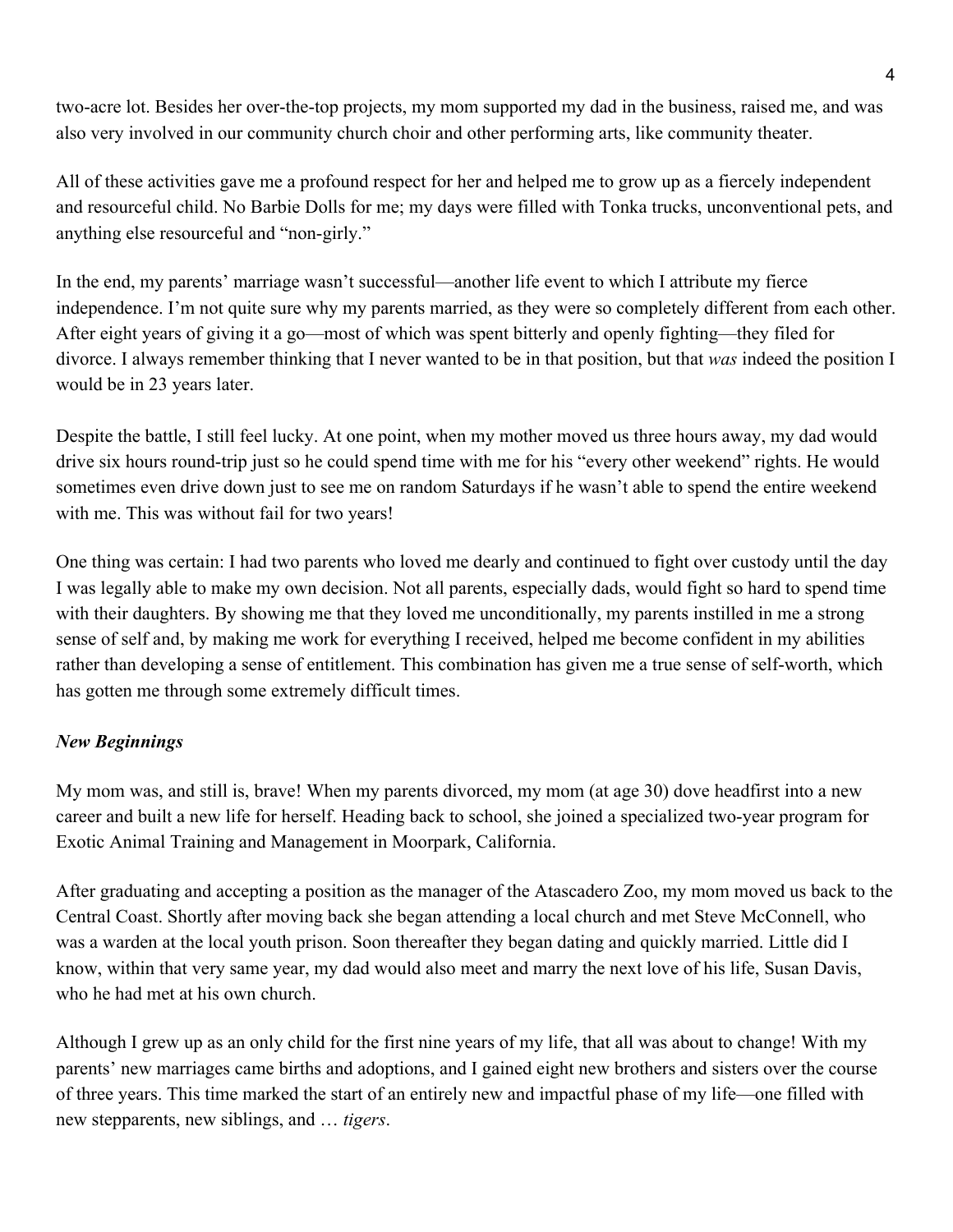two-acre lot. Besides her over-the-top projects, my mom supported my dad in the business, raised me, and was also very involved in our community church choir and other performing arts, like community theater.

All of these activities gave me a profound respect for her and helped me to grow up as a fiercely independent and resourceful child. No Barbie Dolls for me; my days were filled with Tonka trucks, unconventional pets, and anything else resourceful and "non-girly."

In the end, my parents' marriage wasn't successful—another life event to which I attribute my fierce independence. I'm not quite sure why my parents married, as they were so completely different from each other. After eight years of giving it a go—most of which was spent bitterly and openly fighting—they filed for divorce. I always remember thinking that I never wanted to be in that position, but that *was* indeed the position I would be in 23 years later.

Despite the battle, I still feel lucky. At one point, when my mother moved us three hours away, my dad would drive six hours round-trip just so he could spend time with me for his "every other weekend" rights. He would sometimes even drive down just to see me on random Saturdays if he wasn't able to spend the entire weekend with me. This was without fail for two years!

One thing was certain: I had two parents who loved me dearly and continued to fight over custody until the day I was legally able to make my own decision. Not all parents, especially dads, would fight so hard to spend time with their daughters. By showing me that they loved me unconditionally, my parents instilled in me a strong sense of self and, by making me work for everything I received, helped me become confident in my abilities rather than developing a sense of entitlement. This combination has given me a true sense of self-worth, which has gotten me through some extremely difficult times.

### *New Beginnings*

My mom was, and still is, brave! When my parents divorced, my mom (at age 30) dove headfirst into a new career and built a new life for herself. Heading back to school, she joined a specialized two-year program for Exotic Animal Training and Management in Moorpark, California.

After graduating and accepting a position as the manager of the Atascadero Zoo, my mom moved us back to the Central Coast. Shortly after moving back she began attending a local church and met Steve McConnell, who was a warden at the local youth prison. Soon thereafter they began dating and quickly married. Little did I know, within that very same year, my dad would also meet and marry the next love of his life, Susan Davis, who he had met at his own church.

Although I grew up as an only child for the first nine years of my life, that all was about to change! With my parents' new marriages came births and adoptions, and I gained eight new brothers and sisters over the course of three years. This time marked the start of an entirely new and impactful phase of my life—one filled with new stepparents, new siblings, and … *tigers*.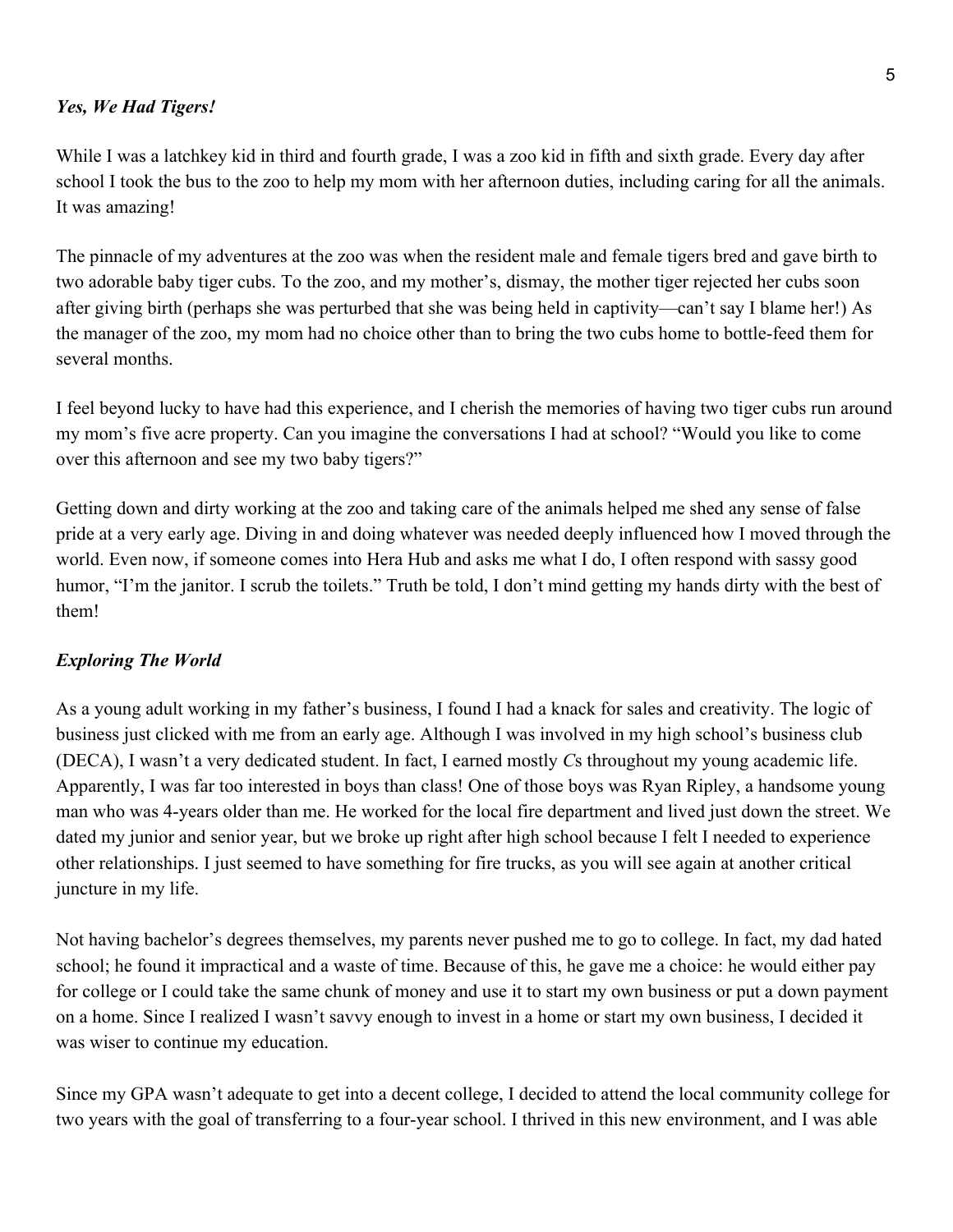### *Yes, We Had Tigers!*

While I was a latchkey kid in third and fourth grade, I was a zoo kid in fifth and sixth grade. Every day after school I took the bus to the zoo to help my mom with her afternoon duties, including caring for all the animals. It was amazing!

The pinnacle of my adventures at the zoo was when the resident male and female tigers bred and gave birth to two adorable baby tiger cubs. To the zoo, and my mother's, dismay, the mother tiger rejected her cubs soon after giving birth (perhaps she was perturbed that she was being held in captivity—can't say I blame her!) As the manager of the zoo, my mom had no choice other than to bring the two cubs home to bottle-feed them for several months.

I feel beyond lucky to have had this experience, and I cherish the memories of having two tiger cubs run around my mom's five acre property. Can you imagine the conversations I had at school? "Would you like to come over this afternoon and see my two baby tigers?"

Getting down and dirty working at the zoo and taking care of the animals helped me shed any sense of false pride at a very early age. Diving in and doing whatever was needed deeply influenced how I moved through the world. Even now, if someone comes into Hera Hub and asks me what I do, I often respond with sassy good humor, "I'm the janitor. I scrub the toilets." Truth be told, I don't mind getting my hands dirty with the best of them!

### *Exploring The World*

As a young adult working in my father's business, I found I had a knack for sales and creativity. The logic of business just clicked with me from an early age. Although I was involved in my high school's business club (DECA), I wasn't a very dedicated student. In fact, I earned mostly *C*s throughout my young academic life. Apparently, I was far too interested in boys than class! One of those boys was Ryan Ripley, a handsome young man who was 4-years older than me. He worked for the local fire department and lived just down the street. We dated my junior and senior year, but we broke up right after high school because I felt I needed to experience other relationships. I just seemed to have something for fire trucks, as you will see again at another critical juncture in my life.

Not having bachelor's degrees themselves, my parents never pushed me to go to college. In fact, my dad hated school; he found it impractical and a waste of time. Because of this, he gave me a choice: he would either pay for college or I could take the same chunk of money and use it to start my own business or put a down payment on a home. Since I realized I wasn't savvy enough to invest in a home or start my own business, I decided it was wiser to continue my education.

Since my GPA wasn't adequate to get into a decent college, I decided to attend the local community college for two years with the goal of transferring to a four-year school. I thrived in this new environment, and I was able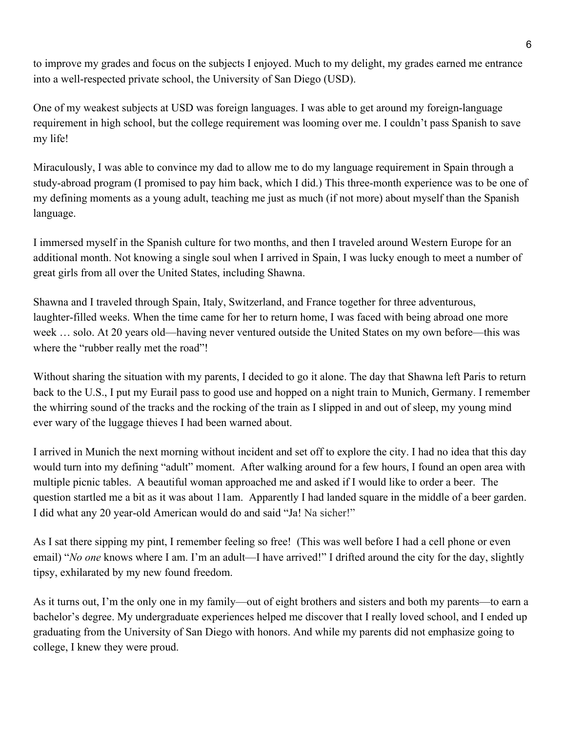to improve my grades and focus on the subjects I enjoyed. Much to my delight, my grades earned me entrance into a well-respected private school, the University of San Diego (USD).

One of my weakest subjects at USD was foreign languages. I was able to get around my foreign-language requirement in high school, but the college requirement was looming over me. I couldn't pass Spanish to save my life!

Miraculously, I was able to convince my dad to allow me to do my language requirement in Spain through a study-abroad program (I promised to pay him back, which I did.) This three-month experience was to be one of my defining moments as a young adult, teaching me just as much (if not more) about myself than the Spanish language.

I immersed myself in the Spanish culture for two months, and then I traveled around Western Europe for an additional month. Not knowing a single soul when I arrived in Spain, I was lucky enough to meet a number of great girls from all over the United States, including Shawna.

Shawna and I traveled through Spain, Italy, Switzerland, and France together for three adventurous, laughter-filled weeks. When the time came for her to return home, I was faced with being abroad one more week … solo. At 20 years old—having never ventured outside the United States on my own before—this was where the "rubber really met the road"!

Without sharing the situation with my parents, I decided to go it alone. The day that Shawna left Paris to return back to the U.S., I put my Eurail pass to good use and hopped on a night train to Munich, Germany. I remember the whirring sound of the tracks and the rocking of the train as I slipped in and out of sleep, my young mind ever wary of the luggage thieves I had been warned about.

I arrived in Munich the next morning without incident and set off to explore the city. I had no idea that this day would turn into my defining "adult" moment. After walking around for a few hours, I found an open area with multiple picnic tables. A beautiful woman approached me and asked if I would like to order a beer. The question startled me a bit as it was about 11am. Apparently I had landed square in the middle of a beer garden. I did what any 20 year-old American would do and said "Ja! Na sicher!"

As I sat there sipping my pint, I remember feeling so free! (This was well before I had a cell phone or even email) "*No one* knows where I am. I'm an adult—I have arrived!" I drifted around the city for the day, slightly tipsy, exhilarated by my new found freedom.

As it turns out, I'm the only one in my family—out of eight brothers and sisters and both my parents—to earn a bachelor's degree. My undergraduate experiences helped me discover that I really loved school, and I ended up graduating from the University of San Diego with honors. And while my parents did not emphasize going to college, I knew they were proud.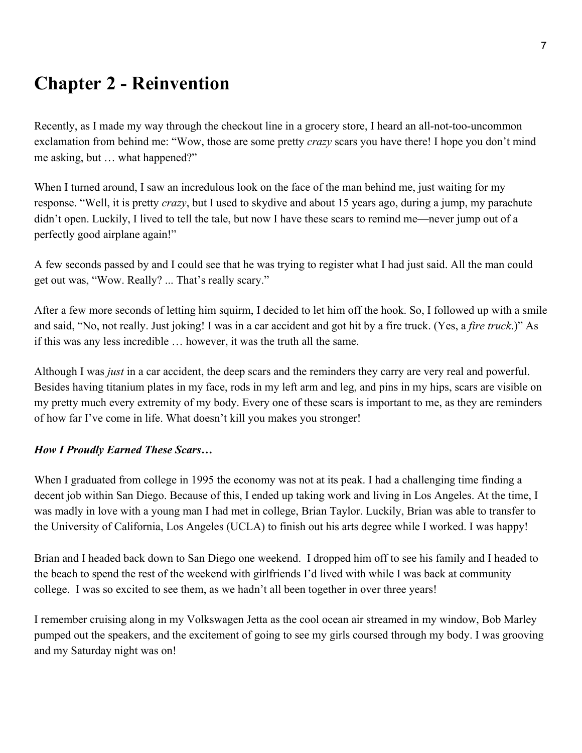# Chapter 2 - Reinvention

Recently, as I made my way through the checkout line in a grocery store, I heard an all-not-too-uncommon exclamation from behind me: "Wow, those are some pretty *crazy* scars you have there! I hope you don't mind me asking, but … what happened?"

When I turned around, I saw an incredulous look on the face of the man behind me, just waiting for my response. "Well, it is pretty *crazy*, but I used to skydive and about 15 years ago, during a jump, my parachute didn't open. Luckily, I lived to tell the tale, but now I have these scars to remind me—never jump out of a perfectly good airplane again!"

A few seconds passed by and I could see that he was trying to register what I had just said. All the man could get out was, "Wow. Really? ... That's really scary."

After a few more seconds of letting him squirm, I decided to let him off the hook. So, I followed up with a smile and said, "No, not really. Just joking! I was in a car accident and got hit by a fire truck. (Yes, a *fire truck*.)" As if this was any less incredible … however, it was the truth all the same.

Although I was *just* in a car accident, the deep scars and the reminders they carry are very real and powerful. Besides having titanium plates in my face, rods in my left arm and leg, and pins in my hips, scars are visible on my pretty much every extremity of my body. Every one of these scars is important to me, as they are reminders of how far I've come in life. What doesn't kill you makes you stronger!

***How I Proudly Earned These Scars…***

When I graduated from college in 1995 the economy was not at its peak. I had a challenging time finding a decent job within San Diego. Because of this, I ended up taking work and living in Los Angeles. At the time, I was madly in love with a young man I had met in college, Brian Taylor. Luckily, Brian was able to transfer to the University of California, Los Angeles (UCLA) to finish out his arts degree while I worked. I was happy!

Brian and I headed back down to San Diego one weekend. I dropped him off to see his family and I headed to the beach to spend the rest of the weekend with girlfriends I'd lived with while I was back at community college. I was so excited to see them, as we hadn't all been together in over three years!

I remember cruising along in my Volkswagen Jetta as the cool ocean air streamed in my window, Bob Marley pumped out the speakers, and the excitement of going to see my girls coursed through my body. I was grooving and my Saturday night was on!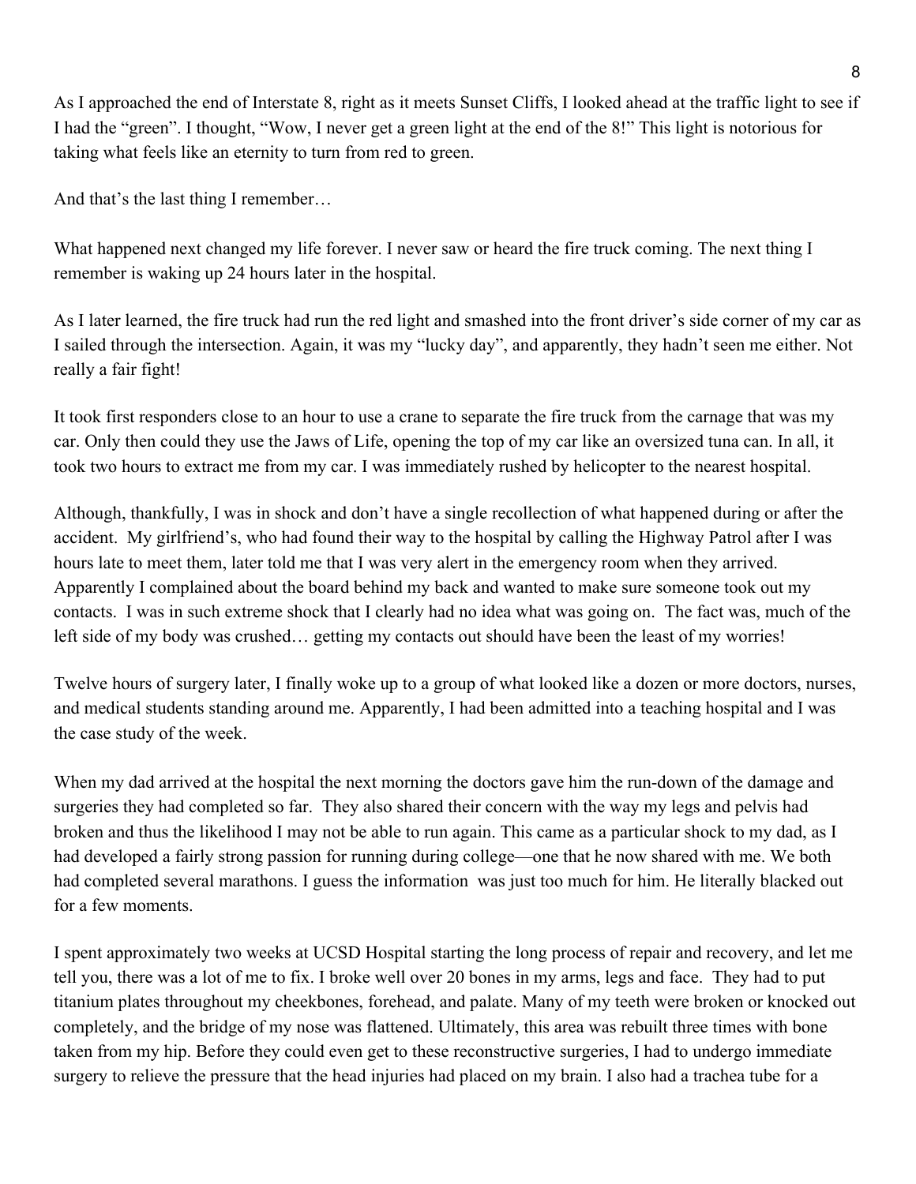As I approached the end of Interstate 8, right as it meets Sunset Cliffs, I looked ahead at the traffic light to see if I had the "green". I thought, "Wow, I never get a green light at the end of the 8!" This light is notorious for taking what feels like an eternity to turn from red to green.

And that's the last thing I remember…

What happened next changed my life forever. I never saw or heard the fire truck coming. The next thing I remember is waking up 24 hours later in the hospital.

As I later learned, the fire truck had run the red light and smashed into the front driver's side corner of my car as I sailed through the intersection. Again, it was my "lucky day", and apparently, they hadn't seen me either. Not really a fair fight!

It took first responders close to an hour to use a crane to separate the fire truck from the carnage that was my car. Only then could they use the Jaws of Life, opening the top of my car like an oversized tuna can. In all, it took two hours to extract me from my car. I was immediately rushed by helicopter to the nearest hospital.

Although, thankfully, I was in shock and don't have a single recollection of what happened during or after the accident. My girlfriend's, who had found their way to the hospital by calling the Highway Patrol after I was hours late to meet them, later told me that I was very alert in the emergency room when they arrived. Apparently I complained about the board behind my back and wanted to make sure someone took out my contacts. I was in such extreme shock that I clearly had no idea what was going on. The fact was, much of the left side of my body was crushed… getting my contacts out should have been the least of my worries!

Twelve hours of surgery later, I finally woke up to a group of what looked like a dozen or more doctors, nurses, and medical students standing around me. Apparently, I had been admitted into a teaching hospital and I was the case study of the week.

When my dad arrived at the hospital the next morning the doctors gave him the run-down of the damage and surgeries they had completed so far. They also shared their concern with the way my legs and pelvis had broken and thus the likelihood I may not be able to run again. This came as a particular shock to my dad, as I had developed a fairly strong passion for running during college—one that he now shared with me. We both had completed several marathons. I guess the information was just too much for him. He literally blacked out for a few moments.

I spent approximately two weeks at UCSD Hospital starting the long process of repair and recovery, and let me tell you, there was a lot of me to fix. I broke well over 20 bones in my arms, legs and face. They had to put titanium plates throughout my cheekbones, forehead, and palate. Many of my teeth were broken or knocked out completely, and the bridge of my nose was flattened. Ultimately, this area was rebuilt three times with bone taken from my hip. Before they could even get to these reconstructive surgeries, I had to undergo immediate surgery to relieve the pressure that the head injuries had placed on my brain. I also had a trachea tube for a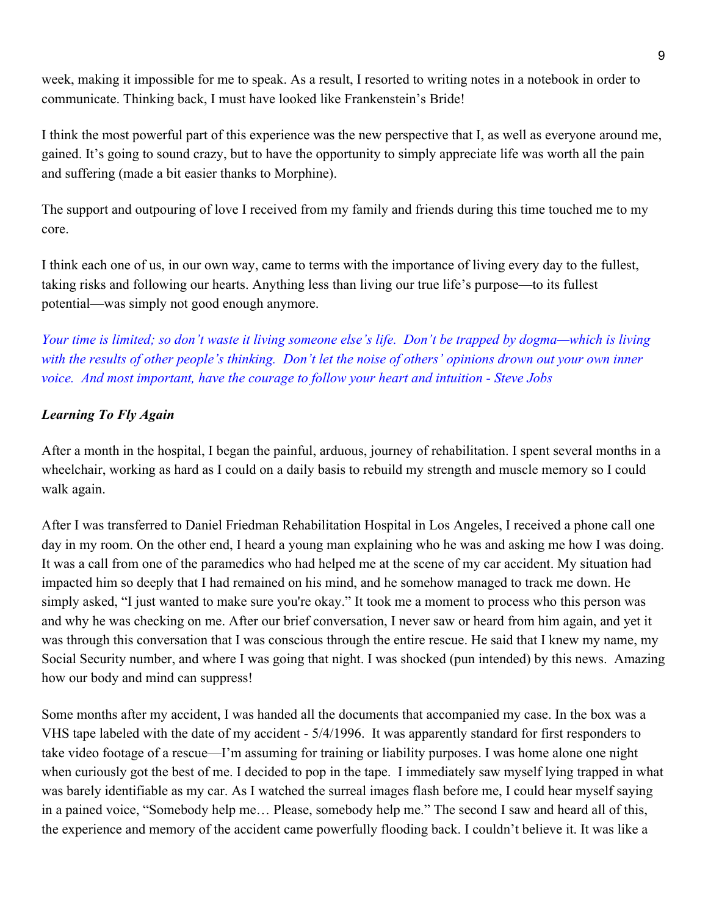week, making it impossible for me to speak. As a result, I resorted to writing notes in a notebook in order to communicate. Thinking back, I must have looked like Frankenstein's Bride!

I think the most powerful part of this experience was the new perspective that I, as well as everyone around me, gained. It's going to sound crazy, but to have the opportunity to simply appreciate life was worth all the pain and suffering (made a bit easier thanks to Morphine).

The support and outpouring of love I received from my family and friends during this time touched me to my core.

I think each one of us, in our own way, came to terms with the importance of living every day to the fullest, taking risks and following our hearts. Anything less than living our true life's purpose—to its fullest potential—was simply not good enough anymore.

*Your time is limited; so don't waste it living someone else's life. Don't be trapped by dogma—which is living with the results of other people's thinking. Don't let the noise of others' opinions drown out your own inner voice. And most important, have the courage to follow your heart and intuition - Steve Jobs*

***Learning To Fly Again***

After a month in the hospital, I began the painful, arduous, journey of rehabilitation. I spent several months in a wheelchair, working as hard as I could on a daily basis to rebuild my strength and muscle memory so I could walk again.

After I was transferred to Daniel Friedman Rehabilitation Hospital in Los Angeles, I received a phone call one day in my room. On the other end, I heard a young man explaining who he was and asking me how I was doing. It was a call from one of the paramedics who had helped me at the scene of my car accident. My situation had impacted him so deeply that I had remained on his mind, and he somehow managed to track me down. He simply asked, "I just wanted to make sure you're okay." It took me a moment to process who this person was and why he was checking on me. After our brief conversation, I never saw or heard from him again, and yet it was through this conversation that I was conscious through the entire rescue. He said that I knew my name, my Social Security number, and where I was going that night. I was shocked (pun intended) by this news. Amazing how our body and mind can suppress!

Some months after my accident, I was handed all the documents that accompanied my case. In the box was a VHS tape labeled with the date of my accident - 5/4/1996. It was apparently standard for first responders to take video footage of a rescue—I'm assuming for training or liability purposes. I was home alone one night when curiously got the best of me. I decided to pop in the tape. I immediately saw myself lying trapped in what was barely identifiable as my car. As I watched the surreal images flash before me, I could hear myself saying in a pained voice, "Somebody help me… Please, somebody help me." The second I saw and heard all of this, the experience and memory of the accident came powerfully flooding back. I couldn't believe it. It was like a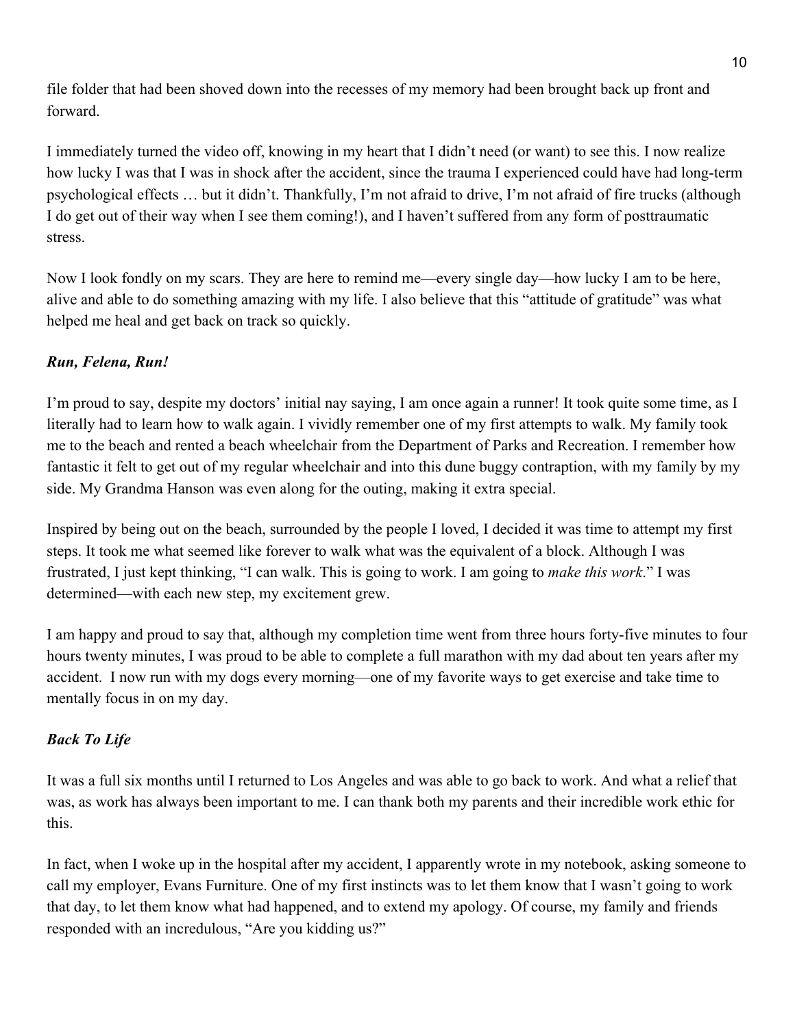file folder that had been shoved down into the recesses of my memory had been brought back up front and forward.

I immediately turned the video off, knowing in my heart that I didn't need (or want) to see this. I now realize how lucky I was that I was in shock after the accident, since the trauma I experienced could have had long-term psychological effects … but it didn't. Thankfully, I'm not afraid to drive, I'm not afraid of fire trucks (although I do get out of their way when I see them coming!), and I haven't suffered from any form of posttraumatic stress.

Now I look fondly on my scars. They are here to remind me—every single day—how lucky I am to be here, alive and able to do something amazing with my life. I also believe that this "attitude of gratitude" was what helped me heal and get back on track so quickly.

### ***Run, Felena, Run!***

I'm proud to say, despite my doctors' initial nay saying, I am once again a runner! It took quite some time, as I literally had to learn how to walk again. I vividly remember one of my first attempts to walk. My family took me to the beach and rented a beach wheelchair from the Department of Parks and Recreation. I remember how fantastic it felt to get out of my regular wheelchair and into this dune buggy contraption, with my family by my side. My Grandma Hanson was even along for the outing, making it extra special.

Inspired by being out on the beach, surrounded by the people I loved, I decided it was time to attempt my first steps. It took me what seemed like forever to walk what was the equivalent of a block. Although I was frustrated, I just kept thinking, "I can walk. This is going to work. I am going to *make this work*." I was determined—with each new step, my excitement grew.

I am happy and proud to say that, although my completion time went from three hours forty-five minutes to four hours twenty minutes, I was proud to be able to complete a full marathon with my dad about ten years after my accident. I now run with my dogs every morning—one of my favorite ways to get exercise and take time to mentally focus in on my day.

### ***Back To Life***

It was a full six months until I returned to Los Angeles and was able to go back to work. And what a relief that was, as work has always been important to me. I can thank both my parents and their incredible work ethic for this.

In fact, when I woke up in the hospital after my accident, I apparently wrote in my notebook, asking someone to call my employer, Evans Furniture. One of my first instincts was to let them know that I wasn't going to work that day, to let them know what had happened, and to extend my apology. Of course, my family and friends responded with an incredulous, "Are you kidding us?"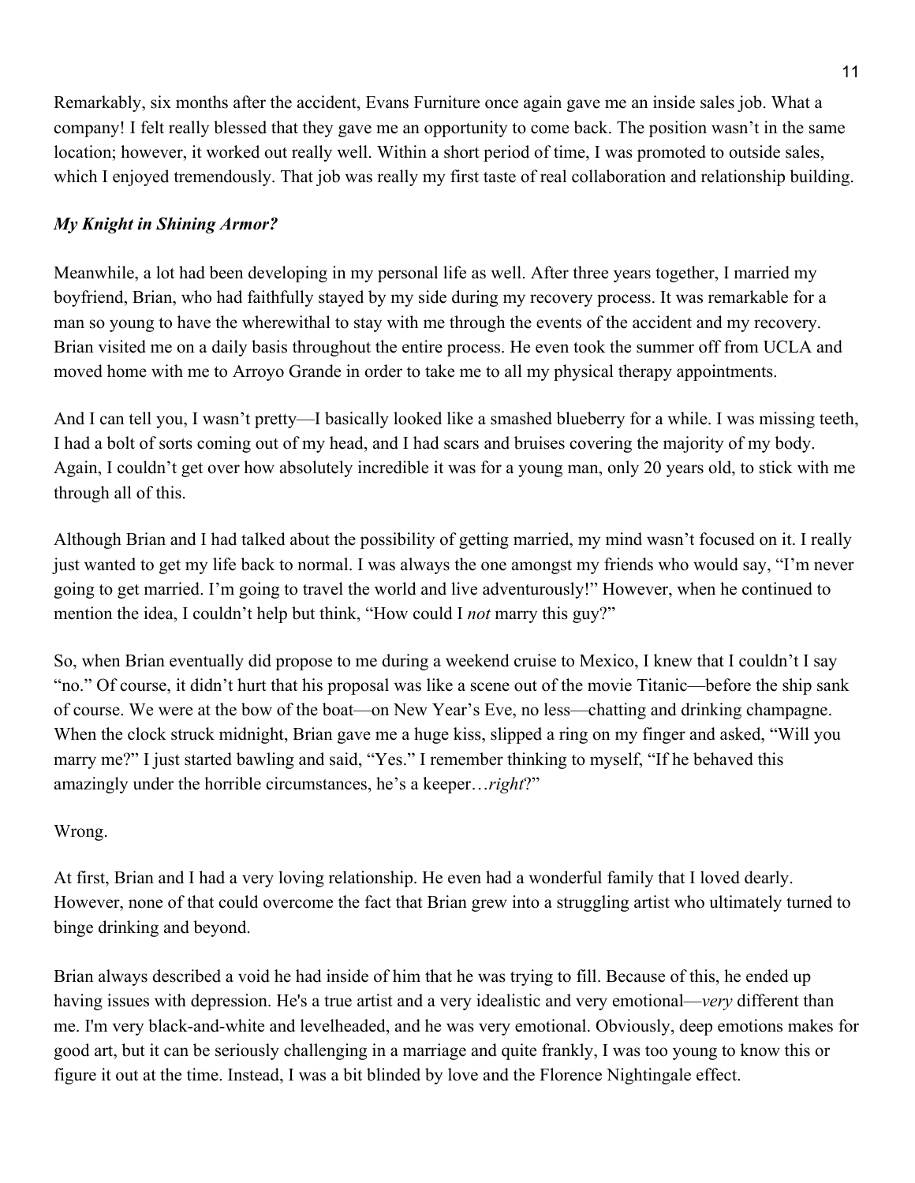Remarkably, six months after the accident, Evans Furniture once again gave me an inside sales job. What a company! I felt really blessed that they gave me an opportunity to come back. The position wasn't in the same location; however, it worked out really well. Within a short period of time, I was promoted to outside sales, which I enjoyed tremendously. That job was really my first taste of real collaboration and relationship building.

***My Knight in Shining Armor?***

Meanwhile, a lot had been developing in my personal life as well. After three years together, I married my boyfriend, Brian, who had faithfully stayed by my side during my recovery process. It was remarkable for a man so young to have the wherewithal to stay with me through the events of the accident and my recovery. Brian visited me on a daily basis throughout the entire process. He even took the summer off from UCLA and moved home with me to Arroyo Grande in order to take me to all my physical therapy appointments.

And I can tell you, I wasn't pretty—I basically looked like a smashed blueberry for a while. I was missing teeth, I had a bolt of sorts coming out of my head, and I had scars and bruises covering the majority of my body. Again, I couldn't get over how absolutely incredible it was for a young man, only 20 years old, to stick with me through all of this.

Although Brian and I had talked about the possibility of getting married, my mind wasn't focused on it. I really just wanted to get my life back to normal. I was always the one amongst my friends who would say, "I'm never going to get married. I'm going to travel the world and live adventurously!" However, when he continued to mention the idea, I couldn't help but think, "How could I *not* marry this guy?"

So, when Brian eventually did propose to me during a weekend cruise to Mexico, I knew that I couldn't I say "no." Of course, it didn't hurt that his proposal was like a scene out of the movie Titanic—before the ship sank of course. We were at the bow of the boat—on New Year's Eve, no less—chatting and drinking champagne. When the clock struck midnight, Brian gave me a huge kiss, slipped a ring on my finger and asked, "Will you marry me?" I just started bawling and said, "Yes." I remember thinking to myself, "If he behaved this amazingly under the horrible circumstances, he's a keeper…*right*?"

Wrong.

At first, Brian and I had a very loving relationship. He even had a wonderful family that I loved dearly. However, none of that could overcome the fact that Brian grew into a struggling artist who ultimately turned to binge drinking and beyond.

Brian always described a void he had inside of him that he was trying to fill. Because of this, he ended up having issues with depression. He's a true artist and a very idealistic and very emotional—*very* different than me. I'm very black-and-white and levelheaded, and he was very emotional. Obviously, deep emotions makes for good art, but it can be seriously challenging in a marriage and quite frankly, I was too young to know this or figure it out at the time. Instead, I was a bit blinded by love and the Florence Nightingale effect.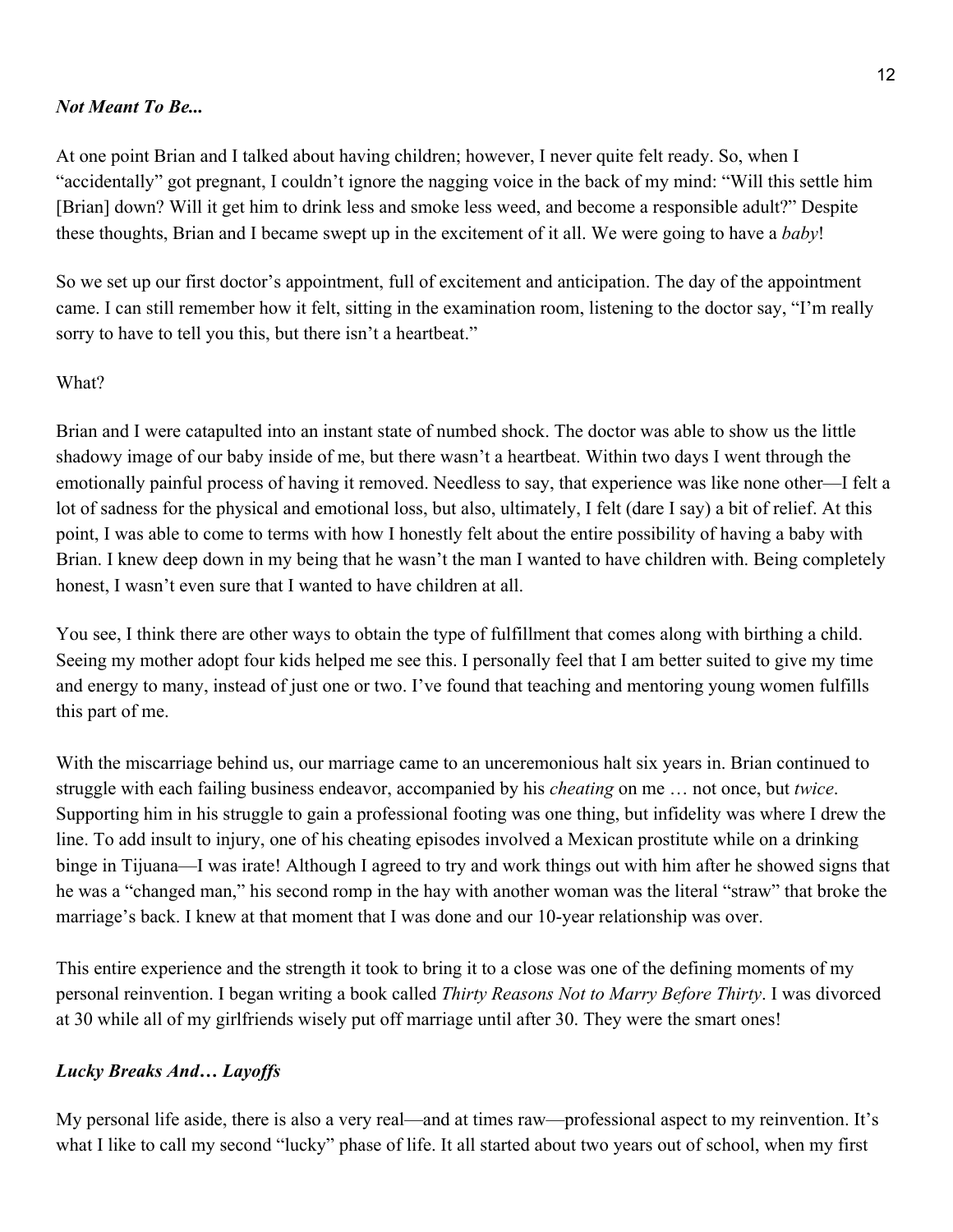***Not Meant To Be...***

At one point Brian and I talked about having children; however, I never quite felt ready. So, when I "accidentally" got pregnant, I couldn't ignore the nagging voice in the back of my mind: "Will this settle him [Brian] down? Will it get him to drink less and smoke less weed, and become a responsible adult?" Despite these thoughts, Brian and I became swept up in the excitement of it all. We were going to have a *baby*!

So we set up our first doctor's appointment, full of excitement and anticipation. The day of the appointment came. I can still remember how it felt, sitting in the examination room, listening to the doctor say, "I'm really sorry to have to tell you this, but there isn't a heartbeat."

What?

Brian and I were catapulted into an instant state of numbed shock. The doctor was able to show us the little shadowy image of our baby inside of me, but there wasn't a heartbeat. Within two days I went through the emotionally painful process of having it removed. Needless to say, that experience was like none other—I felt a lot of sadness for the physical and emotional loss, but also, ultimately, I felt (dare I say) a bit of relief. At this point, I was able to come to terms with how I honestly felt about the entire possibility of having a baby with Brian. I knew deep down in my being that he wasn't the man I wanted to have children with. Being completely honest, I wasn't even sure that I wanted to have children at all.

You see, I think there are other ways to obtain the type of fulfillment that comes along with birthing a child. Seeing my mother adopt four kids helped me see this. I personally feel that I am better suited to give my time and energy to many, instead of just one or two. I've found that teaching and mentoring young women fulfills this part of me.

With the miscarriage behind us, our marriage came to an unceremonious halt six years in. Brian continued to struggle with each failing business endeavor, accompanied by his *cheating* on me … not once, but *twice*. Supporting him in his struggle to gain a professional footing was one thing, but infidelity was where I drew the line. To add insult to injury, one of his cheating episodes involved a Mexican prostitute while on a drinking binge in Tijuana—I was irate! Although I agreed to try and work things out with him after he showed signs that he was a "changed man," his second romp in the hay with another woman was the literal "straw" that broke the marriage's back. I knew at that moment that I was done and our 10-year relationship was over.

This entire experience and the strength it took to bring it to a close was one of the defining moments of my personal reinvention. I began writing a book called *Thirty Reasons Not to Marry Before Thirty*. I was divorced at 30 while all of my girlfriends wisely put off marriage until after 30. They were the smart ones!

***Lucky Breaks And… Layoffs***

My personal life aside, there is also a very real—and at times raw—professional aspect to my reinvention. It's what I like to call my second "lucky" phase of life. It all started about two years out of school, when my first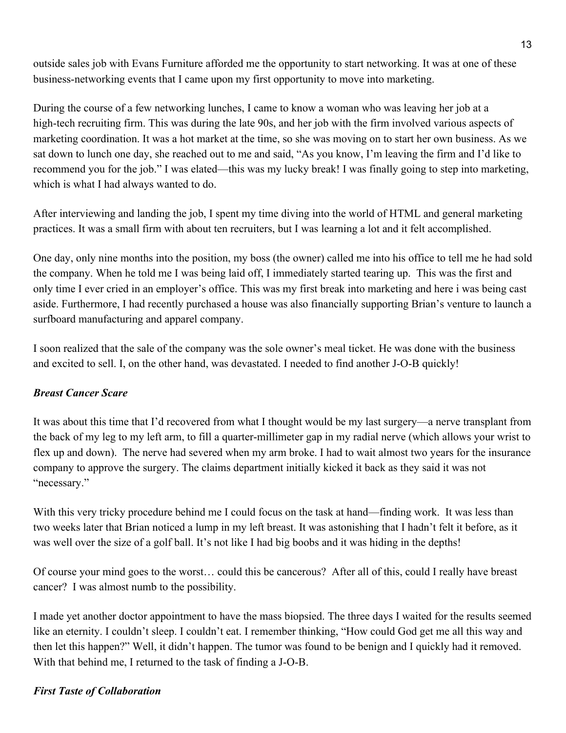outside sales job with Evans Furniture afforded me the opportunity to start networking. It was at one of these business-networking events that I came upon my first opportunity to move into marketing.

During the course of a few networking lunches, I came to know a woman who was leaving her job at a high-tech recruiting firm. This was during the late 90s, and her job with the firm involved various aspects of marketing coordination. It was a hot market at the time, so she was moving on to start her own business. As we sat down to lunch one day, she reached out to me and said, "As you know, I'm leaving the firm and I'd like to recommend you for the job." I was elated—this was my lucky break! I was finally going to step into marketing, which is what I had always wanted to do.

After interviewing and landing the job, I spent my time diving into the world of HTML and general marketing practices. It was a small firm with about ten recruiters, but I was learning a lot and it felt accomplished.

One day, only nine months into the position, my boss (the owner) called me into his office to tell me he had sold the company. When he told me I was being laid off, I immediately started tearing up. This was the first and only time I ever cried in an employer's office. This was my first break into marketing and here i was being cast aside. Furthermore, I had recently purchased a house was also financially supporting Brian's venture to launch a surfboard manufacturing and apparel company.

I soon realized that the sale of the company was the sole owner's meal ticket. He was done with the business and excited to sell. I, on the other hand, was devastated. I needed to find another J-O-B quickly!

### *Breast Cancer Scare*

It was about this time that I'd recovered from what I thought would be my last surgery—a nerve transplant from the back of my leg to my left arm, to fill a quarter-millimeter gap in my radial nerve (which allows your wrist to flex up and down). The nerve had severed when my arm broke. I had to wait almost two years for the insurance company to approve the surgery. The claims department initially kicked it back as they said it was not "necessary."

With this very tricky procedure behind me I could focus on the task at hand—finding work. It was less than two weeks later that Brian noticed a lump in my left breast. It was astonishing that I hadn't felt it before, as it was well over the size of a golf ball. It's not like I had big boobs and it was hiding in the depths!

Of course your mind goes to the worst… could this be cancerous? After all of this, could I really have breast cancer? I was almost numb to the possibility.

I made yet another doctor appointment to have the mass biopsied. The three days I waited for the results seemed like an eternity. I couldn't sleep. I couldn't eat. I remember thinking, "How could God get me all this way and then let this happen?" Well, it didn't happen. The tumor was found to be benign and I quickly had it removed. With that behind me, I returned to the task of finding a J-O-B.

### *First Taste of Collaboration*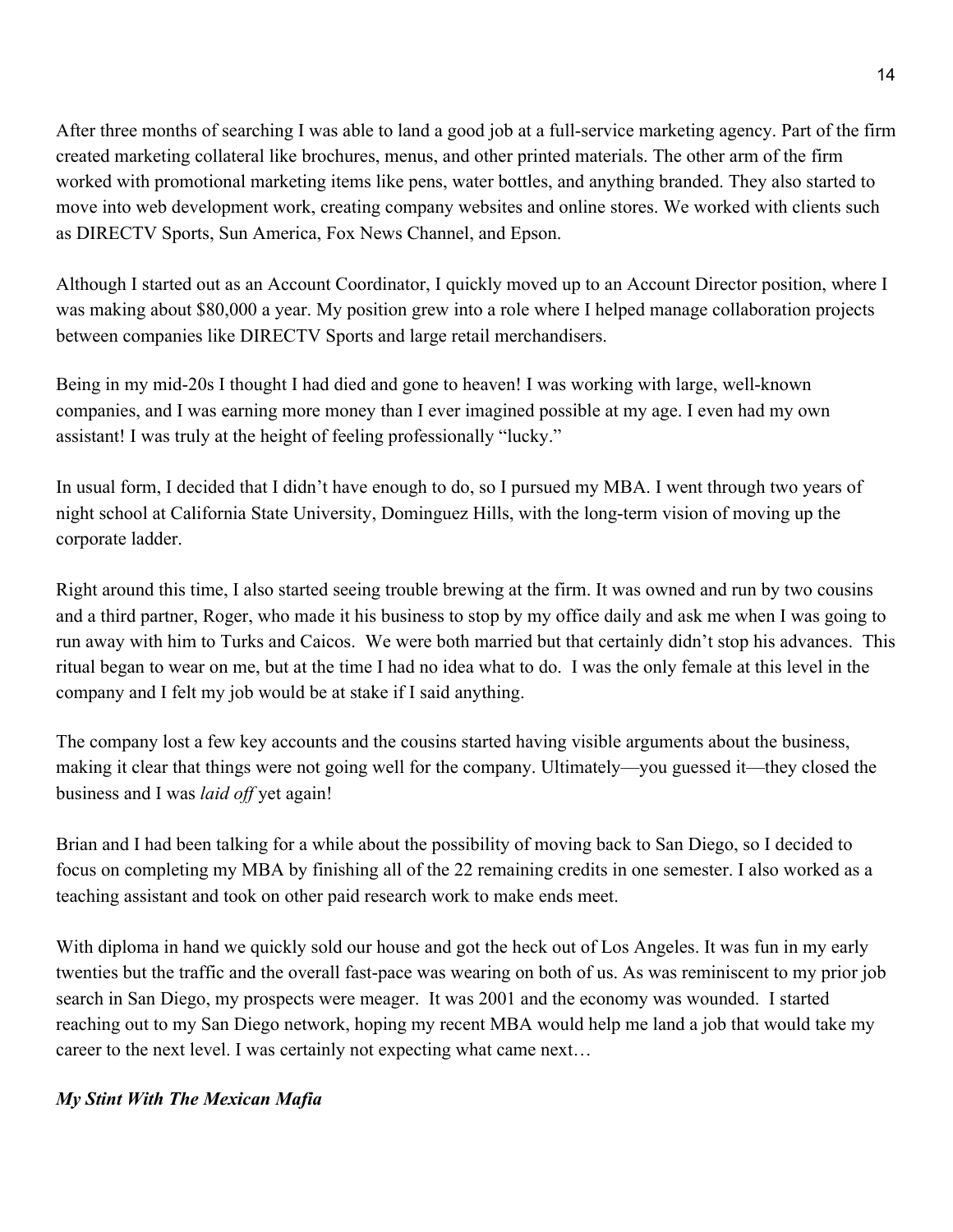After three months of searching I was able to land a good job at a full-service marketing agency. Part of the firm created marketing collateral like brochures, menus, and other printed materials. The other arm of the firm worked with promotional marketing items like pens, water bottles, and anything branded. They also started to move into web development work, creating company websites and online stores. We worked with clients such as DIRECTV Sports, Sun America, Fox News Channel, and Epson.

Although I started out as an Account Coordinator, I quickly moved up to an Account Director position, where I was making about $80,000 a year. My position grew into a role where I helped manage collaboration projects between companies like DIRECTV Sports and large retail merchandisers.

Being in my mid-20s I thought I had died and gone to heaven! I was working with large, well-known companies, and I was earning more money than I ever imagined possible at my age. I even had my own assistant! I was truly at the height of feeling professionally "lucky."

In usual form, I decided that I didn't have enough to do, so I pursued my MBA. I went through two years of night school at California State University, Dominguez Hills, with the long-term vision of moving up the corporate ladder.

Right around this time, I also started seeing trouble brewing at the firm. It was owned and run by two cousins and a third partner, Roger, who made it his business to stop by my office daily and ask me when I was going to run away with him to Turks and Caicos. We were both married but that certainly didn't stop his advances. This ritual began to wear on me, but at the time I had no idea what to do. I was the only female at this level in the company and I felt my job would be at stake if I said anything.

The company lost a few key accounts and the cousins started having visible arguments about the business, making it clear that things were not going well for the company. Ultimately—you guessed it—they closed the business and I was *laid off* yet again!

Brian and I had been talking for a while about the possibility of moving back to San Diego, so I decided to focus on completing my MBA by finishing all of the 22 remaining credits in one semester. I also worked as a teaching assistant and took on other paid research work to make ends meet.

With diploma in hand we quickly sold our house and got the heck out of Los Angeles. It was fun in my early twenties but the traffic and the overall fast-pace was wearing on both of us. As was reminiscent to my prior job search in San Diego, my prospects were meager. It was 2001 and the economy was wounded. I started reaching out to my San Diego network, hoping my recent MBA would help me land a job that would take my career to the next level. I was certainly not expecting what came next…

### ***My Stint With The Mexican Mafia***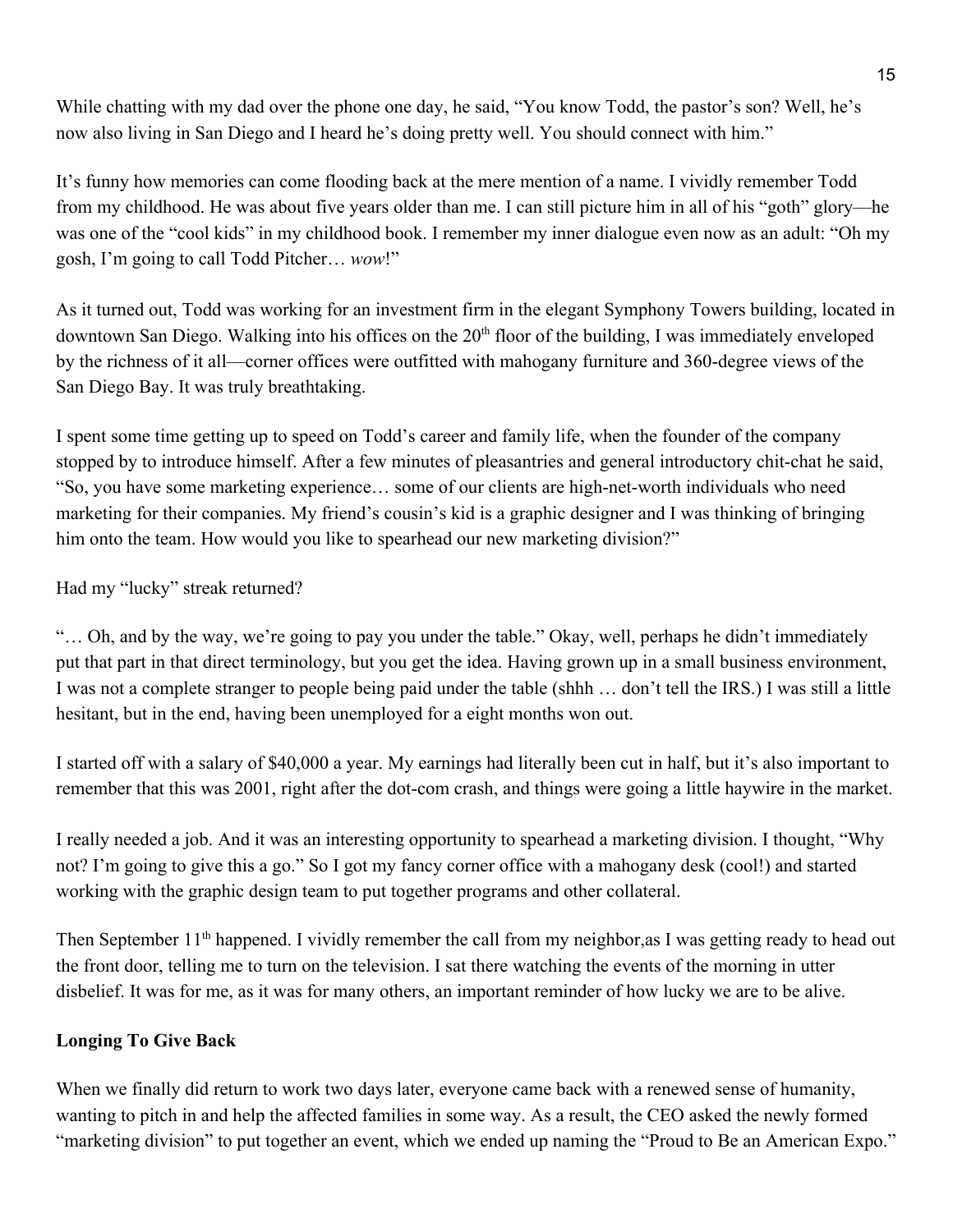While chatting with my dad over the phone one day, he said, "You know Todd, the pastor's son? Well, he's now also living in San Diego and I heard he's doing pretty well. You should connect with him."

It's funny how memories can come flooding back at the mere mention of a name. I vividly remember Todd from my childhood. He was about five years older than me. I can still picture him in all of his "goth" glory—he was one of the "cool kids" in my childhood book. I remember my inner dialogue even now as an adult: "Oh my gosh, I'm going to call Todd Pitcher… *wow*!"

As it turned out, Todd was working for an investment firm in the elegant Symphony Towers building, located in downtown San Diego. Walking into his offices on the 20th floor of the building, I was immediately enveloped by the richness of it all—corner offices were outfitted with mahogany furniture and 360-degree views of the San Diego Bay. It was truly breathtaking.

I spent some time getting up to speed on Todd's career and family life, when the founder of the company stopped by to introduce himself. After a few minutes of pleasantries and general introductory chit-chat he said, "So, you have some marketing experience… some of our clients are high-net-worth individuals who need marketing for their companies. My friend's cousin's kid is a graphic designer and I was thinking of bringing him onto the team. How would you like to spearhead our new marketing division?"

Had my "lucky" streak returned?

"… Oh, and by the way, we're going to pay you under the table." Okay, well, perhaps he didn't immediately put that part in that direct terminology, but you get the idea. Having grown up in a small business environment, I was not a complete stranger to people being paid under the table (shhh … don't tell the IRS.) I was still a little hesitant, but in the end, having been unemployed for a eight months won out.

I started off with a salary of $40,000 a year. My earnings had literally been cut in half, but it's also important to remember that this was 2001, right after the dot-com crash, and things were going a little haywire in the market.

I really needed a job. And it was an interesting opportunity to spearhead a marketing division. I thought, "Why not? I'm going to give this a go." So I got my fancy corner office with a mahogany desk (cool!) and started working with the graphic design team to put together programs and other collateral.

Then September 11th happened. I vividly remember the call from my neighbor,as I was getting ready to head out the front door, telling me to turn on the television. I sat there watching the events of the morning in utter disbelief. It was for me, as it was for many others, an important reminder of how lucky we are to be alive.

**Longing To Give Back**

When we finally did return to work two days later, everyone came back with a renewed sense of humanity, wanting to pitch in and help the affected families in some way. As a result, the CEO asked the newly formed "marketing division" to put together an event, which we ended up naming the "Proud to Be an American Expo."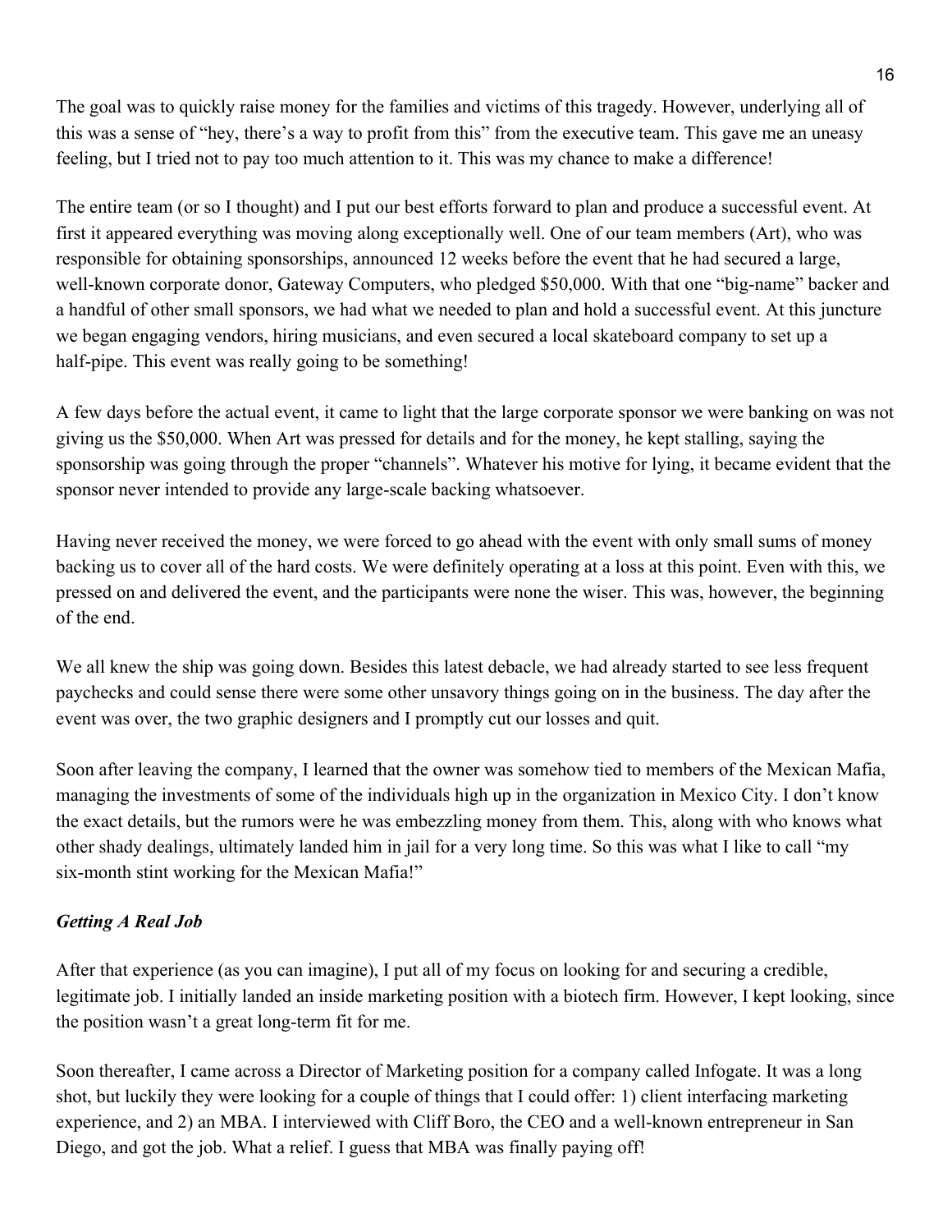The goal was to quickly raise money for the families and victims of this tragedy. However, underlying all of this was a sense of "hey, there's a way to profit from this" from the executive team. This gave me an uneasy feeling, but I tried not to pay too much attention to it. This was my chance to make a difference!

The entire team (or so I thought) and I put our best efforts forward to plan and produce a successful event. At first it appeared everything was moving along exceptionally well. One of our team members (Art), who was responsible for obtaining sponsorships, announced 12 weeks before the event that he had secured a large, well-known corporate donor, Gateway Computers, who pledged $50,000. With that one "big-name" backer and a handful of other small sponsors, we had what we needed to plan and hold a successful event. At this juncture we began engaging vendors, hiring musicians, and even secured a local skateboard company to set up a half-pipe. This event was really going to be something!

A few days before the actual event, it came to light that the large corporate sponsor we were banking on was not giving us the $50,000. When Art was pressed for details and for the money, he kept stalling, saying the sponsorship was going through the proper "channels". Whatever his motive for lying, it became evident that the sponsor never intended to provide any large-scale backing whatsoever.

Having never received the money, we were forced to go ahead with the event with only small sums of money backing us to cover all of the hard costs. We were definitely operating at a loss at this point. Even with this, we pressed on and delivered the event, and the participants were none the wiser. This was, however, the beginning of the end.

We all knew the ship was going down. Besides this latest debacle, we had already started to see less frequent paychecks and could sense there were some other unsavory things going on in the business. The day after the event was over, the two graphic designers and I promptly cut our losses and quit.

Soon after leaving the company, I learned that the owner was somehow tied to members of the Mexican Mafia, managing the investments of some of the individuals high up in the organization in Mexico City. I don't know the exact details, but the rumors were he was embezzling money from them. This, along with who knows what other shady dealings, ultimately landed him in jail for a very long time. So this was what I like to call "my six-month stint working for the Mexican Mafia!"

### *Getting A Real Job*

After that experience (as you can imagine), I put all of my focus on looking for and securing a credible, legitimate job. I initially landed an inside marketing position with a biotech firm. However, I kept looking, since the position wasn't a great long-term fit for me.

Soon thereafter, I came across a Director of Marketing position for a company called Infogate. It was a long shot, but luckily they were looking for a couple of things that I could offer: 1) client interfacing marketing experience, and 2) an MBA. I interviewed with Cliff Boro, the CEO and a well-known entrepreneur in San Diego, and got the job. What a relief. I guess that MBA was finally paying off!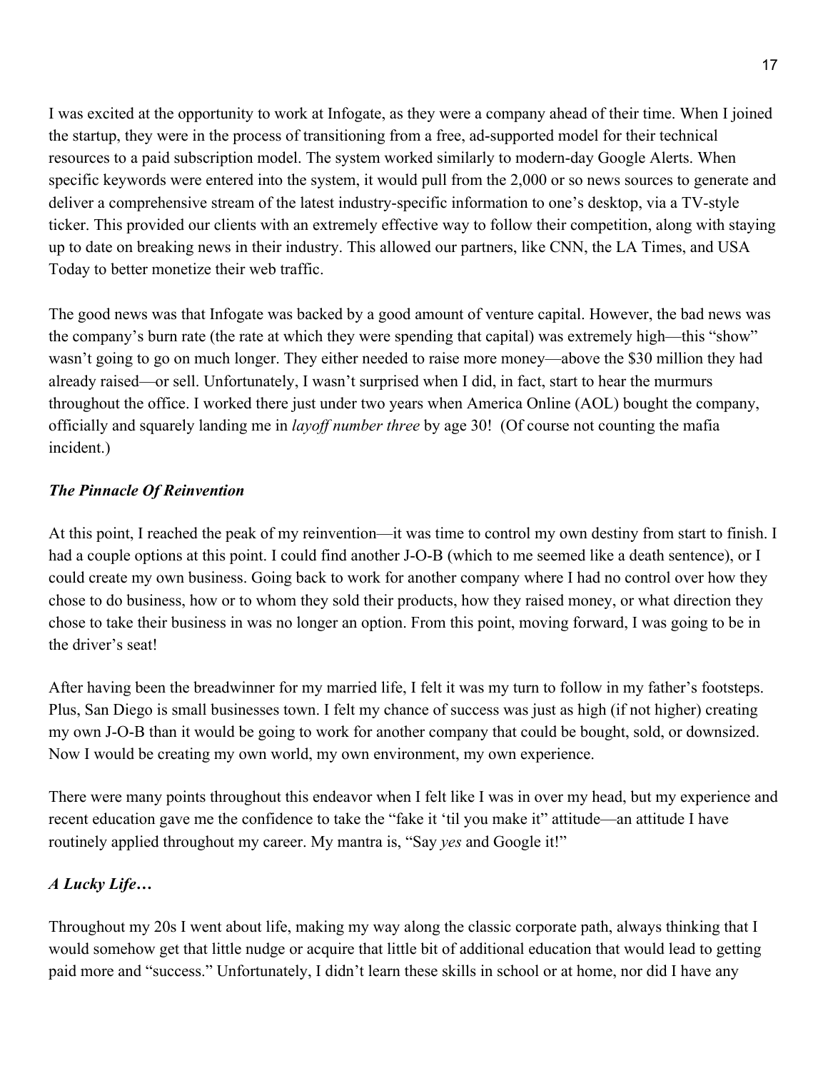I was excited at the opportunity to work at Infogate, as they were a company ahead of their time. When I joined the startup, they were in the process of transitioning from a free, ad-supported model for their technical resources to a paid subscription model. The system worked similarly to modern-day Google Alerts. When specific keywords were entered into the system, it would pull from the 2,000 or so news sources to generate and deliver a comprehensive stream of the latest industry-specific information to one's desktop, via a TV-style ticker. This provided our clients with an extremely effective way to follow their competition, along with staying up to date on breaking news in their industry. This allowed our partners, like CNN, the LA Times, and USA Today to better monetize their web traffic.

The good news was that Infogate was backed by a good amount of venture capital. However, the bad news was the company's burn rate (the rate at which they were spending that capital) was extremely high—this "show" wasn't going to go on much longer. They either needed to raise more money—above the $30 million they had already raised—or sell. Unfortunately, I wasn't surprised when I did, in fact, start to hear the murmurs throughout the office. I worked there just under two years when America Online (AOL) bought the company, officially and squarely landing me in *layoff number three* by age 30! (Of course not counting the mafia incident.)

### *The Pinnacle Of Reinvention*

At this point, I reached the peak of my reinvention—it was time to control my own destiny from start to finish. I had a couple options at this point. I could find another J-O-B (which to me seemed like a death sentence), or I could create my own business. Going back to work for another company where I had no control over how they chose to do business, how or to whom they sold their products, how they raised money, or what direction they chose to take their business in was no longer an option. From this point, moving forward, I was going to be in the driver's seat!

After having been the breadwinner for my married life, I felt it was my turn to follow in my father's footsteps. Plus, San Diego is small businesses town. I felt my chance of success was just as high (if not higher) creating my own J-O-B than it would be going to work for another company that could be bought, sold, or downsized. Now I would be creating my own world, my own environment, my own experience.

There were many points throughout this endeavor when I felt like I was in over my head, but my experience and recent education gave me the confidence to take the "fake it 'til you make it" attitude—an attitude I have routinely applied throughout my career. My mantra is, "Say *yes* and Google it!"

### *A Lucky Life…*

Throughout my 20s I went about life, making my way along the classic corporate path, always thinking that I would somehow get that little nudge or acquire that little bit of additional education that would lead to getting paid more and "success." Unfortunately, I didn't learn these skills in school or at home, nor did I have any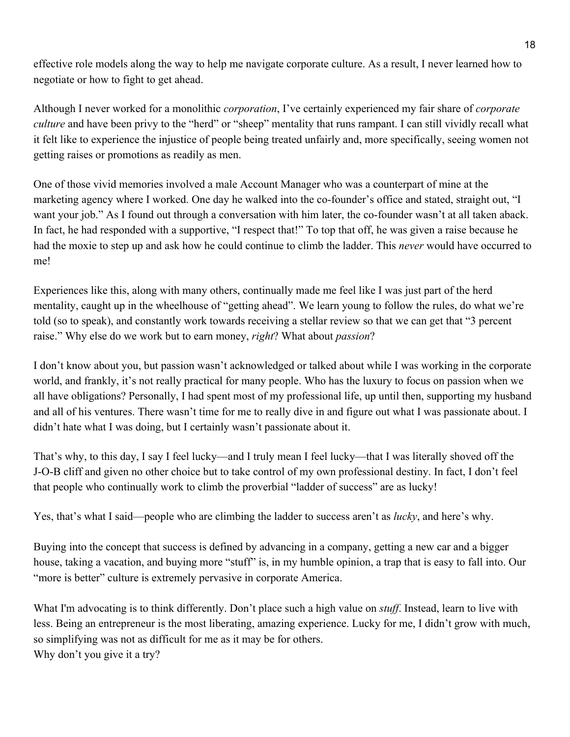effective role models along the way to help me navigate corporate culture. As a result, I never learned how to negotiate or how to fight to get ahead.

Although I never worked for a monolithic *corporation*, I've certainly experienced my fair share of *corporate culture* and have been privy to the "herd" or "sheep" mentality that runs rampant. I can still vividly recall what it felt like to experience the injustice of people being treated unfairly and, more specifically, seeing women not getting raises or promotions as readily as men.

One of those vivid memories involved a male Account Manager who was a counterpart of mine at the marketing agency where I worked. One day he walked into the co-founder's office and stated, straight out, "I want your job." As I found out through a conversation with him later, the co-founder wasn't at all taken aback. In fact, he had responded with a supportive, "I respect that!" To top that off, he was given a raise because he had the moxie to step up and ask how he could continue to climb the ladder. This *never* would have occurred to me!

Experiences like this, along with many others, continually made me feel like I was just part of the herd mentality, caught up in the wheelhouse of "getting ahead". We learn young to follow the rules, do what we're told (so to speak), and constantly work towards receiving a stellar review so that we can get that "3 percent raise." Why else do we work but to earn money, *right*? What about *passion*?

I don't know about you, but passion wasn't acknowledged or talked about while I was working in the corporate world, and frankly, it's not really practical for many people. Who has the luxury to focus on passion when we all have obligations? Personally, I had spent most of my professional life, up until then, supporting my husband and all of his ventures. There wasn't time for me to really dive in and figure out what I was passionate about. I didn't hate what I was doing, but I certainly wasn't passionate about it.

That's why, to this day, I say I feel lucky—and I truly mean I feel lucky—that I was literally shoved off the J-O-B cliff and given no other choice but to take control of my own professional destiny. In fact, I don't feel that people who continually work to climb the proverbial "ladder of success" are as lucky!

Yes, that's what I said—people who are climbing the ladder to success aren't as *lucky*, and here's why.

Buying into the concept that success is defined by advancing in a company, getting a new car and a bigger house, taking a vacation, and buying more "stuff" is, in my humble opinion, a trap that is easy to fall into. Our "more is better" culture is extremely pervasive in corporate America.

What I'm advocating is to think differently. Don't place such a high value on *stuff*. Instead, learn to live with less. Being an entrepreneur is the most liberating, amazing experience. Lucky for me, I didn't grow with much, so simplifying was not as difficult for me as it may be for others.
Why don't you give it a try?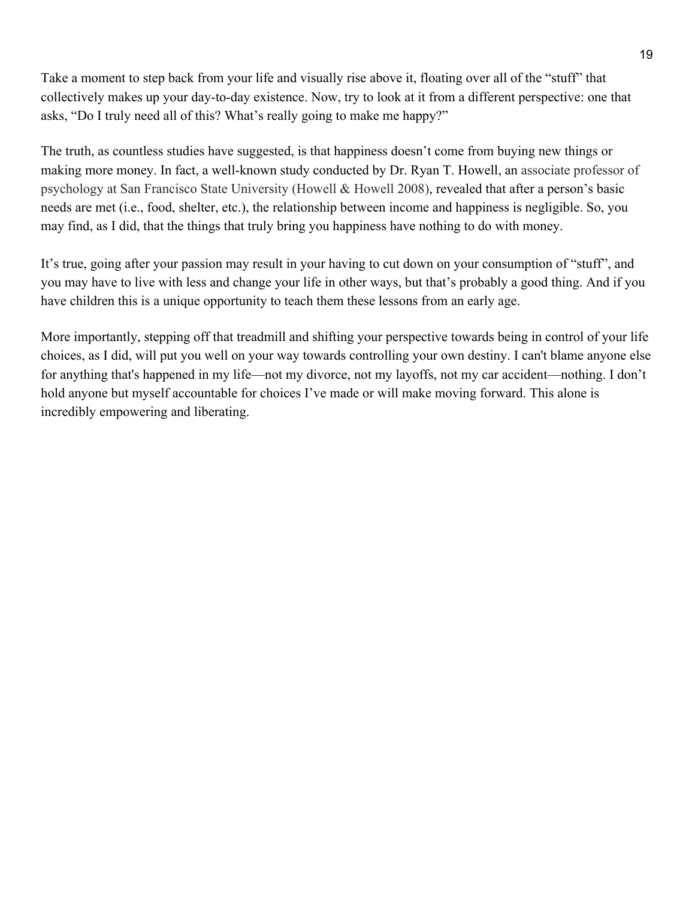Take a moment to step back from your life and visually rise above it, floating over all of the "stuff" that collectively makes up your day-to-day existence. Now, try to look at it from a different perspective: one that asks, "Do I truly need all of this? What's really going to make me happy?"

The truth, as countless studies have suggested, is that happiness doesn't come from buying new things or making more money. In fact, a well-known study conducted by Dr. Ryan T. Howell, an associate professor of psychology at San Francisco State University (Howell & Howell 2008), revealed that after a person's basic needs are met (i.e., food, shelter, etc.), the relationship between income and happiness is negligible. So, you may find, as I did, that the things that truly bring you happiness have nothing to do with money.

It's true, going after your passion may result in your having to cut down on your consumption of "stuff", and you may have to live with less and change your life in other ways, but that's probably a good thing. And if you have children this is a unique opportunity to teach them these lessons from an early age.

More importantly, stepping off that treadmill and shifting your perspective towards being in control of your life choices, as I did, will put you well on your way towards controlling your own destiny. I can't blame anyone else for anything that's happened in my life—not my divorce, not my layoffs, not my car accident—nothing. I don't hold anyone but myself accountable for choices I've made or will make moving forward. This alone is incredibly empowering and liberating.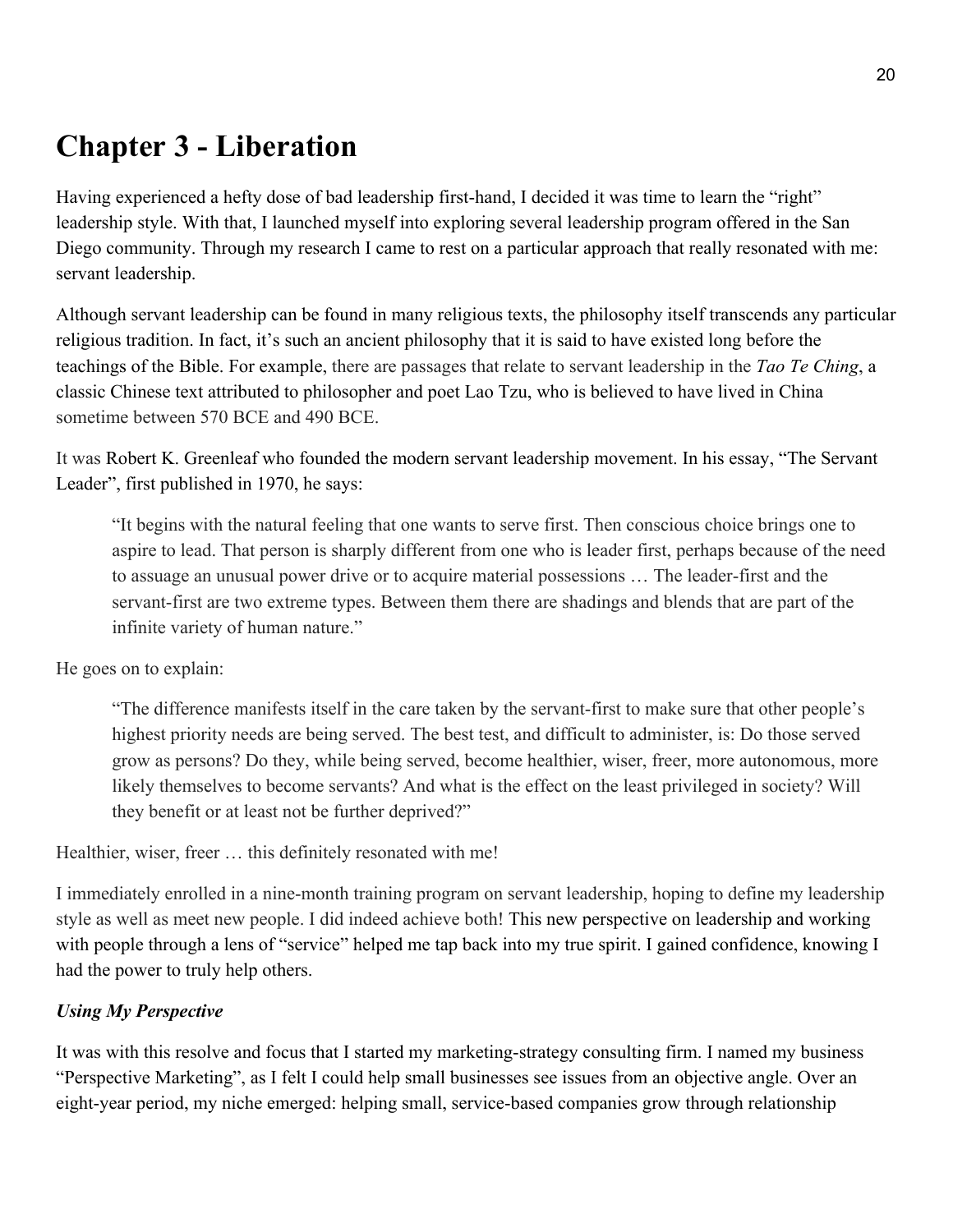# Chapter 3 - Liberation

Having experienced a hefty dose of bad leadership first-hand, I decided it was time to learn the "right" leadership style. With that, I launched myself into exploring several leadership program offered in the San Diego community. Through my research I came to rest on a particular approach that really resonated with me: servant leadership.

Although servant leadership can be found in many religious texts, the philosophy itself transcends any particular religious tradition. In fact, it's such an ancient philosophy that it is said to have existed long before the teachings of the Bible. For example, there are passages that relate to servant leadership in the *Tao Te Ching*, a classic Chinese text attributed to philosopher and poet Lao Tzu, who is believed to have lived in China sometime between 570 BCE and 490 BCE.

It was Robert K. Greenleaf who founded the modern servant leadership movement. In his essay, "The Servant Leader", first published in 1970, he says:

> "It begins with the natural feeling that one wants to serve first. Then conscious choice brings one to aspire to lead. That person is sharply different from one who is leader first, perhaps because of the need to assuage an unusual power drive or to acquire material possessions … The leader-first and the servant-first are two extreme types. Between them there are shadings and blends that are part of the infinite variety of human nature."

He goes on to explain:

> "The difference manifests itself in the care taken by the servant-first to make sure that other people's highest priority needs are being served. The best test, and difficult to administer, is: Do those served grow as persons? Do they, while being served, become healthier, wiser, freer, more autonomous, more likely themselves to become servants? And what is the effect on the least privileged in society? Will they benefit or at least not be further deprived?"

Healthier, wiser, freer … this definitely resonated with me!

I immediately enrolled in a nine-month training program on servant leadership, hoping to define my leadership style as well as meet new people. I did indeed achieve both! This new perspective on leadership and working with people through a lens of "service" helped me tap back into my true spirit. I gained confidence, knowing I had the power to truly help others.

***Using My Perspective***

It was with this resolve and focus that I started my marketing-strategy consulting firm. I named my business "Perspective Marketing", as I felt I could help small businesses see issues from an objective angle. Over an eight-year period, my niche emerged: helping small, service-based companies grow through relationship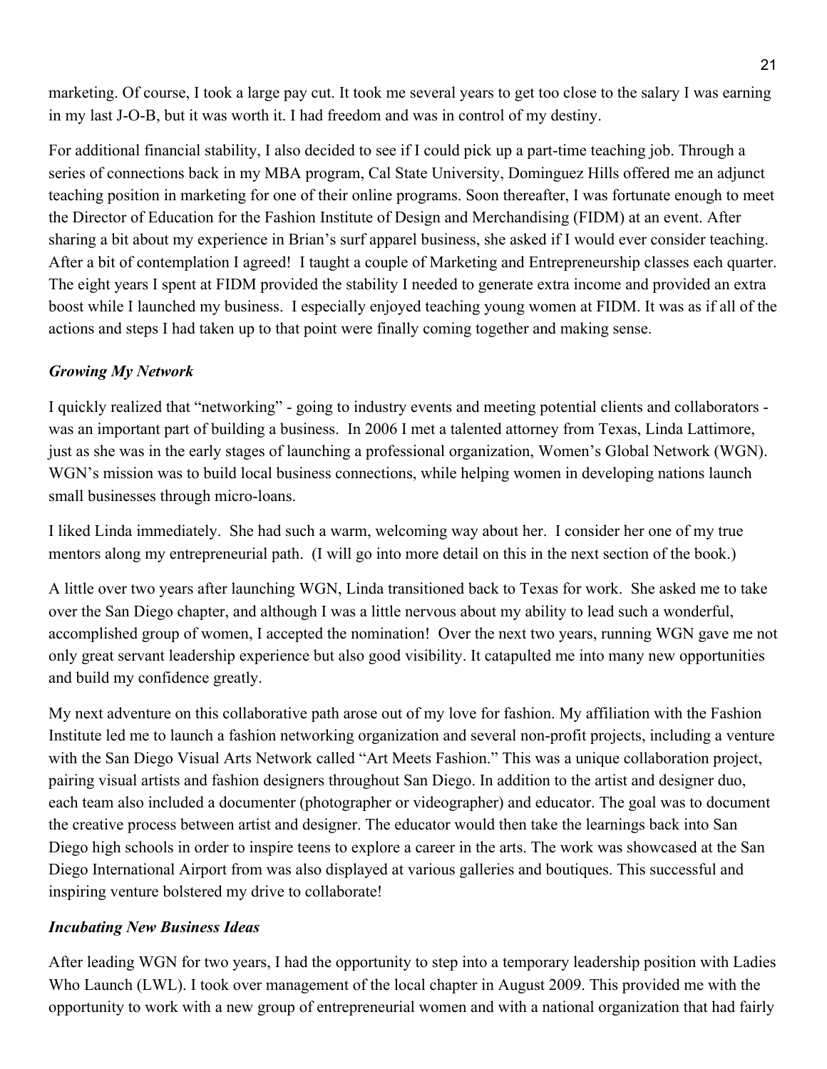marketing. Of course, I took a large pay cut. It took me several years to get too close to the salary I was earning in my last J-O-B, but it was worth it. I had freedom and was in control of my destiny.

For additional financial stability, I also decided to see if I could pick up a part-time teaching job. Through a series of connections back in my MBA program, Cal State University, Dominguez Hills offered me an adjunct teaching position in marketing for one of their online programs. Soon thereafter, I was fortunate enough to meet the Director of Education for the Fashion Institute of Design and Merchandising (FIDM) at an event. After sharing a bit about my experience in Brian's surf apparel business, she asked if I would ever consider teaching. After a bit of contemplation I agreed! I taught a couple of Marketing and Entrepreneurship classes each quarter. The eight years I spent at FIDM provided the stability I needed to generate extra income and provided an extra boost while I launched my business. I especially enjoyed teaching young women at FIDM. It was as if all of the actions and steps I had taken up to that point were finally coming together and making sense.

***Growing My Network***

I quickly realized that "networking" - going to industry events and meeting potential clients and collaborators - was an important part of building a business. In 2006 I met a talented attorney from Texas, Linda Lattimore, just as she was in the early stages of launching a professional organization, Women's Global Network (WGN). WGN's mission was to build local business connections, while helping women in developing nations launch small businesses through micro-loans.

I liked Linda immediately. She had such a warm, welcoming way about her. I consider her one of my true mentors along my entrepreneurial path. (I will go into more detail on this in the next section of the book.)

A little over two years after launching WGN, Linda transitioned back to Texas for work. She asked me to take over the San Diego chapter, and although I was a little nervous about my ability to lead such a wonderful, accomplished group of women, I accepted the nomination! Over the next two years, running WGN gave me not only great servant leadership experience but also good visibility. It catapulted me into many new opportunities and build my confidence greatly.

My next adventure on this collaborative path arose out of my love for fashion. My affiliation with the Fashion Institute led me to launch a fashion networking organization and several non-profit projects, including a venture with the San Diego Visual Arts Network called "Art Meets Fashion." This was a unique collaboration project, pairing visual artists and fashion designers throughout San Diego. In addition to the artist and designer duo, each team also included a documenter (photographer or videographer) and educator. The goal was to document the creative process between artist and designer. The educator would then take the learnings back into San Diego high schools in order to inspire teens to explore a career in the arts. The work was showcased at the San Diego International Airport from was also displayed at various galleries and boutiques. This successful and inspiring venture bolstered my drive to collaborate!

***Incubating New Business Ideas***

After leading WGN for two years, I had the opportunity to step into a temporary leadership position with Ladies Who Launch (LWL). I took over management of the local chapter in August 2009. This provided me with the opportunity to work with a new group of entrepreneurial women and with a national organization that had fairly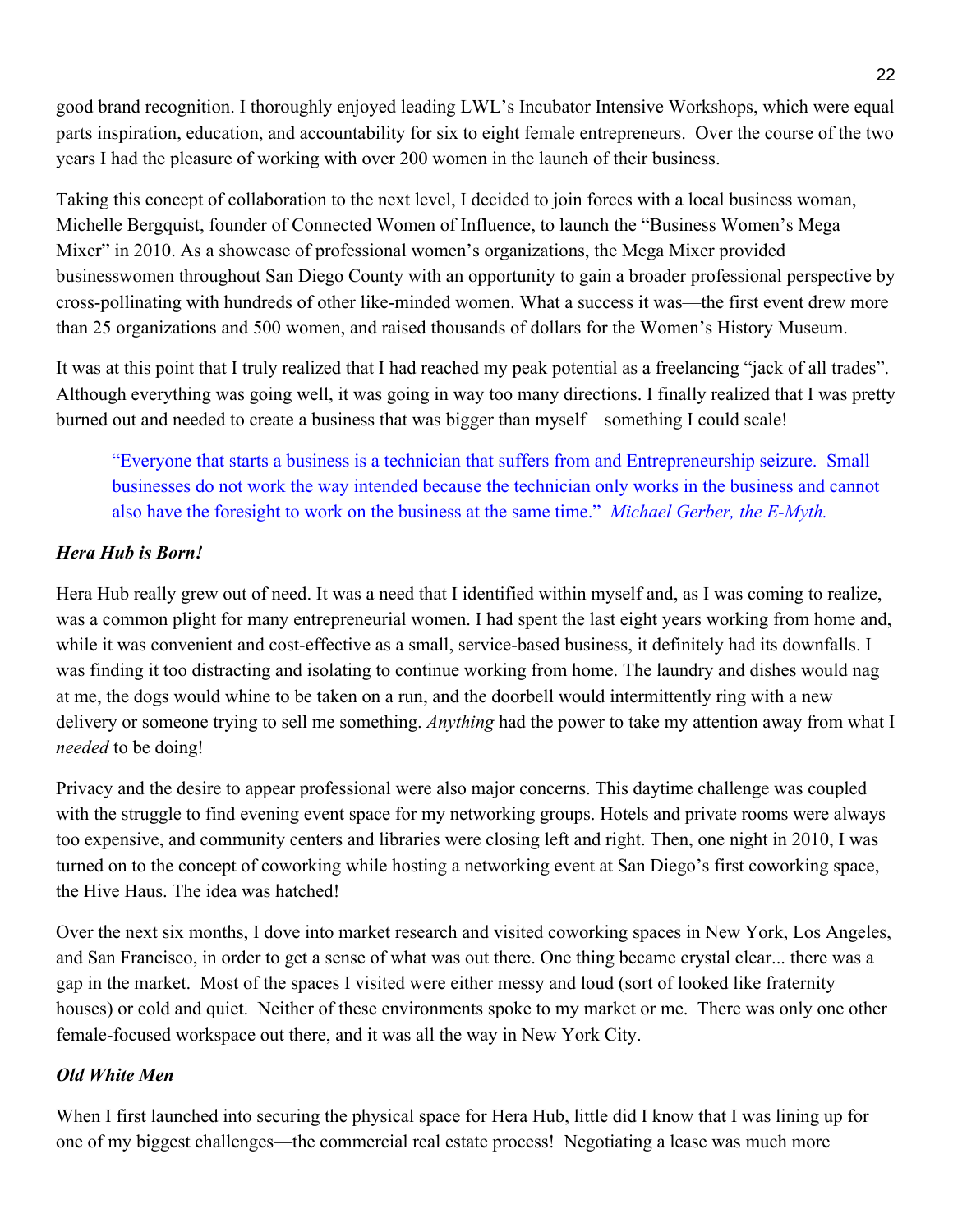good brand recognition. I thoroughly enjoyed leading LWL's Incubator Intensive Workshops, which were equal parts inspiration, education, and accountability for six to eight female entrepreneurs. Over the course of the two years I had the pleasure of working with over 200 women in the launch of their business.

Taking this concept of collaboration to the next level, I decided to join forces with a local business woman, Michelle Bergquist, founder of Connected Women of Influence, to launch the "Business Women's Mega Mixer" in 2010. As a showcase of professional women's organizations, the Mega Mixer provided businesswomen throughout San Diego County with an opportunity to gain a broader professional perspective by cross-pollinating with hundreds of other like-minded women. What a success it was—the first event drew more than 25 organizations and 500 women, and raised thousands of dollars for the Women's History Museum.

It was at this point that I truly realized that I had reached my peak potential as a freelancing "jack of all trades". Although everything was going well, it was going in way too many directions. I finally realized that I was pretty burned out and needed to create a business that was bigger than myself—something I could scale!

> "Everyone that starts a business is a technician that suffers from and Entrepreneurship seizure. Small businesses do not work the way intended because the technician only works in the business and cannot also have the foresight to work on the business at the same time." *Michael Gerber, the E-Myth.*

### *Hera Hub is Born!*

Hera Hub really grew out of need. It was a need that I identified within myself and, as I was coming to realize, was a common plight for many entrepreneurial women. I had spent the last eight years working from home and, while it was convenient and cost-effective as a small, service-based business, it definitely had its downfalls. I was finding it too distracting and isolating to continue working from home. The laundry and dishes would nag at me, the dogs would whine to be taken on a run, and the doorbell would intermittently ring with a new delivery or someone trying to sell me something. *Anything* had the power to take my attention away from what I *needed* to be doing!

Privacy and the desire to appear professional were also major concerns. This daytime challenge was coupled with the struggle to find evening event space for my networking groups. Hotels and private rooms were always too expensive, and community centers and libraries were closing left and right. Then, one night in 2010, I was turned on to the concept of coworking while hosting a networking event at San Diego's first coworking space, the Hive Haus. The idea was hatched!

Over the next six months, I dove into market research and visited coworking spaces in New York, Los Angeles, and San Francisco, in order to get a sense of what was out there. One thing became crystal clear... there was a gap in the market. Most of the spaces I visited were either messy and loud (sort of looked like fraternity houses) or cold and quiet. Neither of these environments spoke to my market or me. There was only one other female-focused workspace out there, and it was all the way in New York City.

### *Old White Men*

When I first launched into securing the physical space for Hera Hub, little did I know that I was lining up for one of my biggest challenges—the commercial real estate process! Negotiating a lease was much more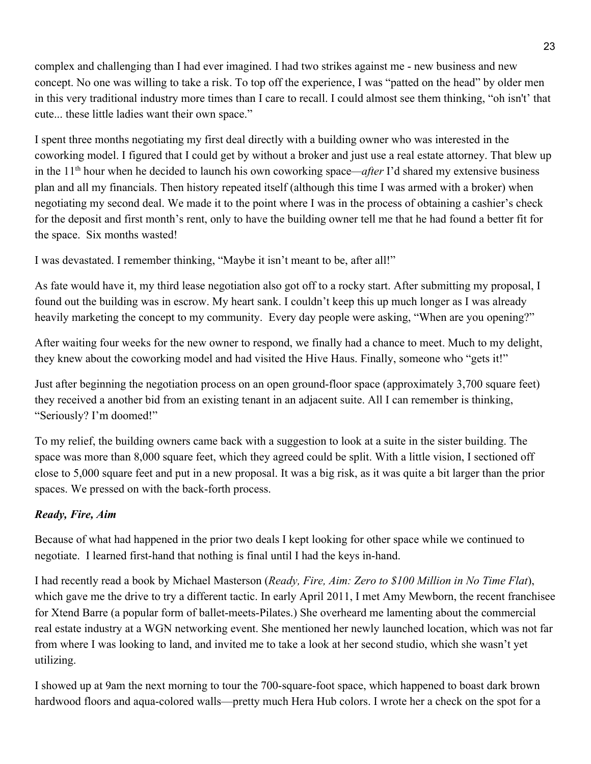complex and challenging than I had ever imagined. I had two strikes against me - new business and new concept. No one was willing to take a risk. To top off the experience, I was "patted on the head" by older men in this very traditional industry more times than I care to recall. I could almost see them thinking, "oh isn't' that cute... these little ladies want their own space."

I spent three months negotiating my first deal directly with a building owner who was interested in the coworking model. I figured that I could get by without a broker and just use a real estate attorney. That blew up in the 11th hour when he decided to launch his own coworking space—*after* I'd shared my extensive business plan and all my financials. Then history repeated itself (although this time I was armed with a broker) when negotiating my second deal. We made it to the point where I was in the process of obtaining a cashier's check for the deposit and first month's rent, only to have the building owner tell me that he had found a better fit for the space. Six months wasted!

I was devastated. I remember thinking, "Maybe it isn't meant to be, after all!"

As fate would have it, my third lease negotiation also got off to a rocky start. After submitting my proposal, I found out the building was in escrow. My heart sank. I couldn't keep this up much longer as I was already heavily marketing the concept to my community. Every day people were asking, "When are you opening?"

After waiting four weeks for the new owner to respond, we finally had a chance to meet. Much to my delight, they knew about the coworking model and had visited the Hive Haus. Finally, someone who "gets it!"

Just after beginning the negotiation process on an open ground-floor space (approximately 3,700 square feet) they received a another bid from an existing tenant in an adjacent suite. All I can remember is thinking, "Seriously? I'm doomed!"

To my relief, the building owners came back with a suggestion to look at a suite in the sister building. The space was more than 8,000 square feet, which they agreed could be split. With a little vision, I sectioned off close to 5,000 square feet and put in a new proposal. It was a big risk, as it was quite a bit larger than the prior spaces. We pressed on with the back-forth process.

### *Ready, Fire, Aim*

Because of what had happened in the prior two deals I kept looking for other space while we continued to negotiate. I learned first-hand that nothing is final until I had the keys in-hand.

I had recently read a book by Michael Masterson (*Ready, Fire, Aim: Zero to $100 Million in No Time Flat*), which gave me the drive to try a different tactic. In early April 2011, I met Amy Mewborn, the recent franchisee for Xtend Barre (a popular form of ballet-meets-Pilates.) She overheard me lamenting about the commercial real estate industry at a WGN networking event. She mentioned her newly launched location, which was not far from where I was looking to land, and invited me to take a look at her second studio, which she wasn't yet utilizing.

I showed up at 9am the next morning to tour the 700-square-foot space, which happened to boast dark brown hardwood floors and aqua-colored walls—pretty much Hera Hub colors. I wrote her a check on the spot for a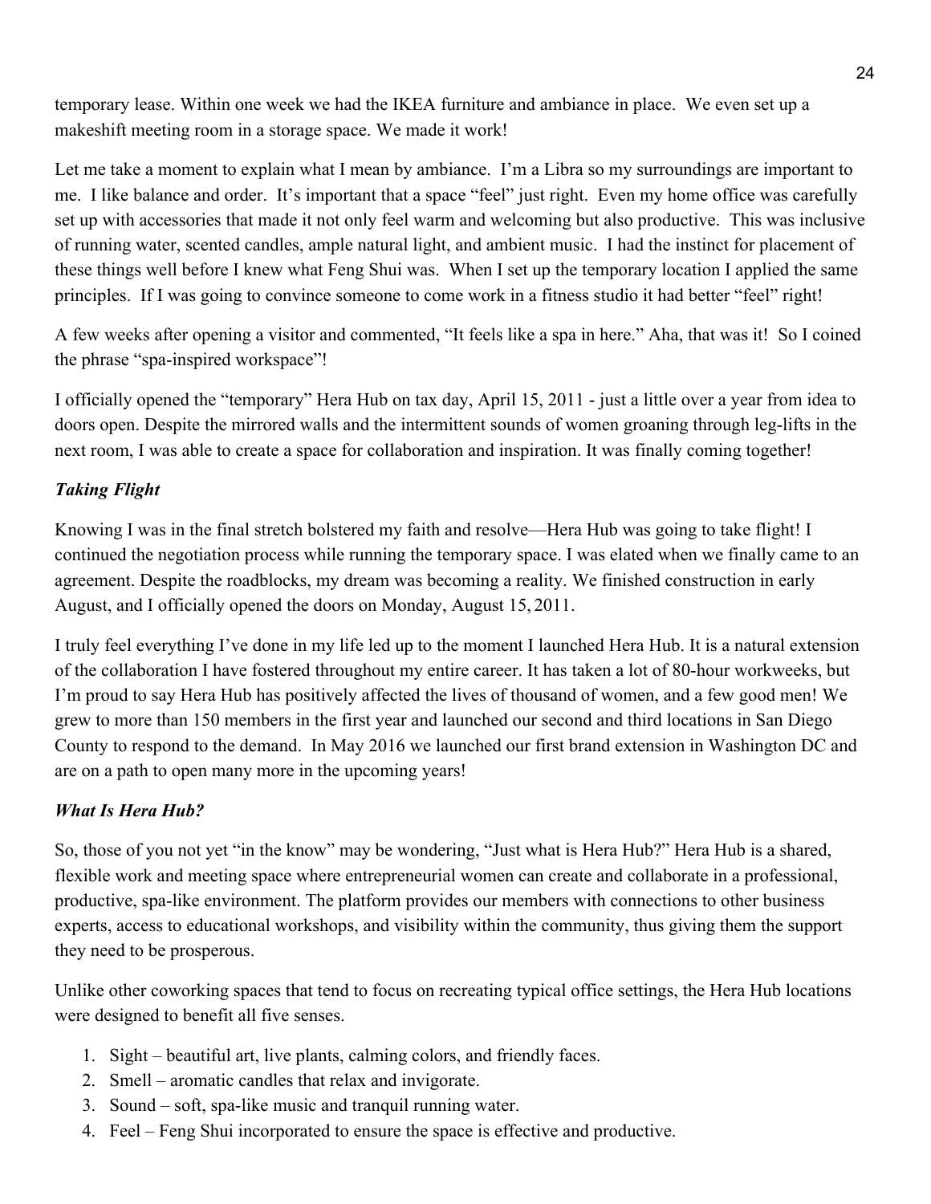temporary lease. Within one week we had the IKEA furniture and ambiance in place. We even set up a makeshift meeting room in a storage space. We made it work!

Let me take a moment to explain what I mean by ambiance. I'm a Libra so my surroundings are important to me. I like balance and order. It's important that a space "feel" just right. Even my home office was carefully set up with accessories that made it not only feel warm and welcoming but also productive. This was inclusive of running water, scented candles, ample natural light, and ambient music. I had the instinct for placement of these things well before I knew what Feng Shui was. When I set up the temporary location I applied the same principles. If I was going to convince someone to come work in a fitness studio it had better "feel" right!

A few weeks after opening a visitor and commented, "It feels like a spa in here." Aha, that was it! So I coined the phrase "spa-inspired workspace"!

I officially opened the "temporary" Hera Hub on tax day, April 15, 2011 - just a little over a year from idea to doors open. Despite the mirrored walls and the intermittent sounds of women groaning through leg-lifts in the next room, I was able to create a space for collaboration and inspiration. It was finally coming together!

### *Taking Flight*

Knowing I was in the final stretch bolstered my faith and resolve—Hera Hub was going to take flight! I continued the negotiation process while running the temporary space. I was elated when we finally came to an agreement. Despite the roadblocks, my dream was becoming a reality. We finished construction in early August, and I officially opened the doors on Monday, August 15, 2011.

I truly feel everything I've done in my life led up to the moment I launched Hera Hub. It is a natural extension of the collaboration I have fostered throughout my entire career. It has taken a lot of 80-hour workweeks, but I'm proud to say Hera Hub has positively affected the lives of thousand of women, and a few good men! We grew to more than 150 members in the first year and launched our second and third locations in San Diego County to respond to the demand. In May 2016 we launched our first brand extension in Washington DC and are on a path to open many more in the upcoming years!

### *What Is Hera Hub?*

So, those of you not yet "in the know" may be wondering, "Just what is Hera Hub?" Hera Hub is a shared, flexible work and meeting space where entrepreneurial women can create and collaborate in a professional, productive, spa-like environment. The platform provides our members with connections to other business experts, access to educational workshops, and visibility within the community, thus giving them the support they need to be prosperous.

Unlike other coworking spaces that tend to focus on recreating typical office settings, the Hera Hub locations were designed to benefit all five senses.

1. Sight – beautiful art, live plants, calming colors, and friendly faces.
2. Smell – aromatic candles that relax and invigorate.
3. Sound – soft, spa-like music and tranquil running water.
4. Feel – Feng Shui incorporated to ensure the space is effective and productive.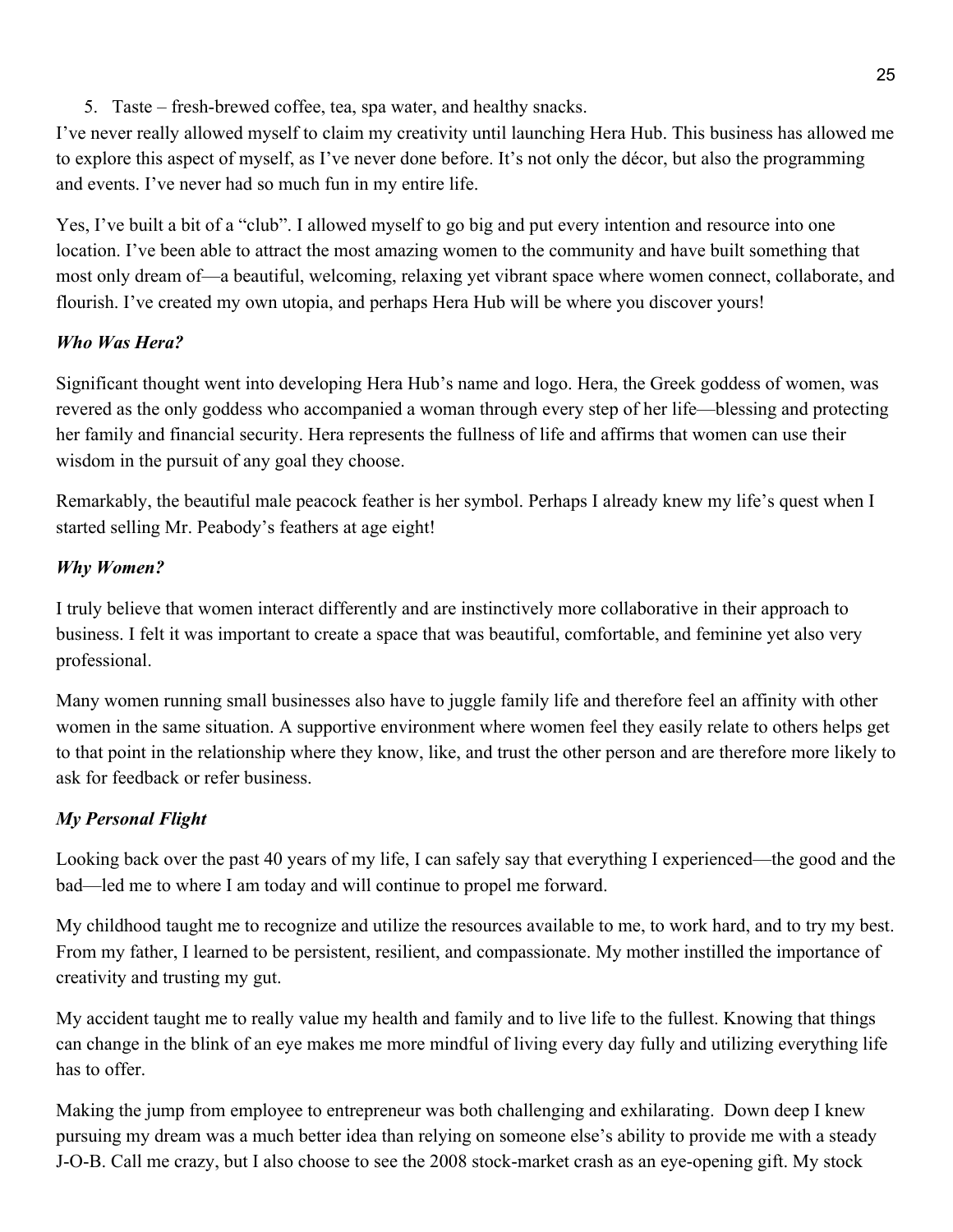5. Taste – fresh-brewed coffee, tea, spa water, and healthy snacks.

I've never really allowed myself to claim my creativity until launching Hera Hub. This business has allowed me to explore this aspect of myself, as I've never done before. It's not only the décor, but also the programming and events. I've never had so much fun in my entire life.

Yes, I've built a bit of a "club". I allowed myself to go big and put every intention and resource into one location. I've been able to attract the most amazing women to the community and have built something that most only dream of—a beautiful, welcoming, relaxing yet vibrant space where women connect, collaborate, and flourish. I've created my own utopia, and perhaps Hera Hub will be where you discover yours!

### *Who Was Hera?*

Significant thought went into developing Hera Hub's name and logo. Hera, the Greek goddess of women, was revered as the only goddess who accompanied a woman through every step of her life—blessing and protecting her family and financial security. Hera represents the fullness of life and affirms that women can use their wisdom in the pursuit of any goal they choose.

Remarkably, the beautiful male peacock feather is her symbol. Perhaps I already knew my life's quest when I started selling Mr. Peabody's feathers at age eight!

### *Why Women?*

I truly believe that women interact differently and are instinctively more collaborative in their approach to business. I felt it was important to create a space that was beautiful, comfortable, and feminine yet also very professional.

Many women running small businesses also have to juggle family life and therefore feel an affinity with other women in the same situation. A supportive environment where women feel they easily relate to others helps get to that point in the relationship where they know, like, and trust the other person and are therefore more likely to ask for feedback or refer business.

### *My Personal Flight*

Looking back over the past 40 years of my life, I can safely say that everything I experienced—the good and the bad—led me to where I am today and will continue to propel me forward.

My childhood taught me to recognize and utilize the resources available to me, to work hard, and to try my best. From my father, I learned to be persistent, resilient, and compassionate. My mother instilled the importance of creativity and trusting my gut.

My accident taught me to really value my health and family and to live life to the fullest. Knowing that things can change in the blink of an eye makes me more mindful of living every day fully and utilizing everything life has to offer.

Making the jump from employee to entrepreneur was both challenging and exhilarating. Down deep I knew pursuing my dream was a much better idea than relying on someone else's ability to provide me with a steady J-O-B. Call me crazy, but I also choose to see the 2008 stock-market crash as an eye-opening gift. My stock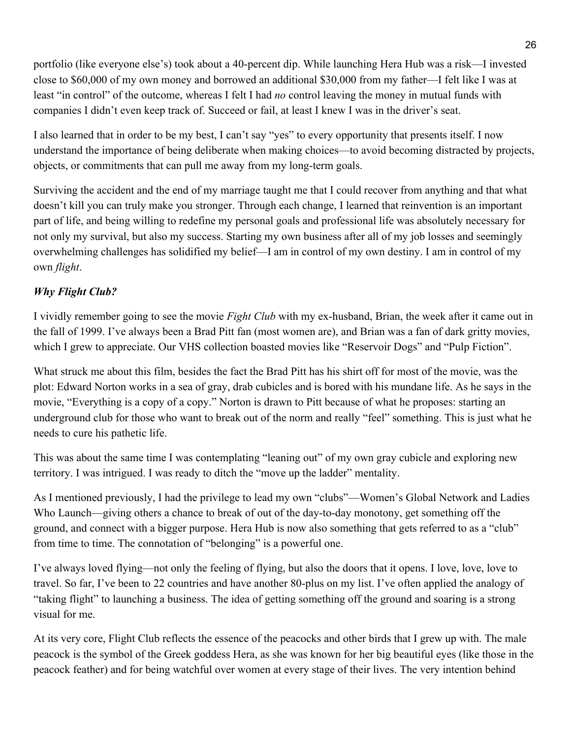portfolio (like everyone else's) took about a 40-percent dip. While launching Hera Hub was a risk—I invested close to $60,000 of my own money and borrowed an additional $30,000 from my father—I felt like I was at least "in control" of the outcome, whereas I felt I had *no* control leaving the money in mutual funds with companies I didn't even keep track of. Succeed or fail, at least I knew I was in the driver's seat.

I also learned that in order to be my best, I can't say "yes" to every opportunity that presents itself. I now understand the importance of being deliberate when making choices—to avoid becoming distracted by projects, objects, or commitments that can pull me away from my long-term goals.

Surviving the accident and the end of my marriage taught me that I could recover from anything and that what doesn't kill you can truly make you stronger. Through each change, I learned that reinvention is an important part of life, and being willing to redefine my personal goals and professional life was absolutely necessary for not only my survival, but also my success. Starting my own business after all of my job losses and seemingly overwhelming challenges has solidified my belief—I am in control of my own destiny. I am in control of my own *flight*.

***Why Flight Club?***

I vividly remember going to see the movie *Fight Club* with my ex-husband, Brian, the week after it came out in the fall of 1999. I've always been a Brad Pitt fan (most women are), and Brian was a fan of dark gritty movies, which I grew to appreciate. Our VHS collection boasted movies like "Reservoir Dogs" and "Pulp Fiction".

What struck me about this film, besides the fact the Brad Pitt has his shirt off for most of the movie, was the plot: Edward Norton works in a sea of gray, drab cubicles and is bored with his mundane life. As he says in the movie, "Everything is a copy of a copy." Norton is drawn to Pitt because of what he proposes: starting an underground club for those who want to break out of the norm and really "feel" something. This is just what he needs to cure his pathetic life.

This was about the same time I was contemplating "leaning out" of my own gray cubicle and exploring new territory. I was intrigued. I was ready to ditch the "move up the ladder" mentality.

As I mentioned previously, I had the privilege to lead my own "clubs"—Women's Global Network and Ladies Who Launch—giving others a chance to break of out of the day-to-day monotony, get something off the ground, and connect with a bigger purpose. Hera Hub is now also something that gets referred to as a "club" from time to time. The connotation of "belonging" is a powerful one.

I've always loved flying—not only the feeling of flying, but also the doors that it opens. I love, love, love to travel. So far, I've been to 22 countries and have another 80-plus on my list. I've often applied the analogy of "taking flight" to launching a business. The idea of getting something off the ground and soaring is a strong visual for me.

At its very core, Flight Club reflects the essence of the peacocks and other birds that I grew up with. The male peacock is the symbol of the Greek goddess Hera, as she was known for her big beautiful eyes (like those in the peacock feather) and for being watchful over women at every stage of their lives. The very intention behind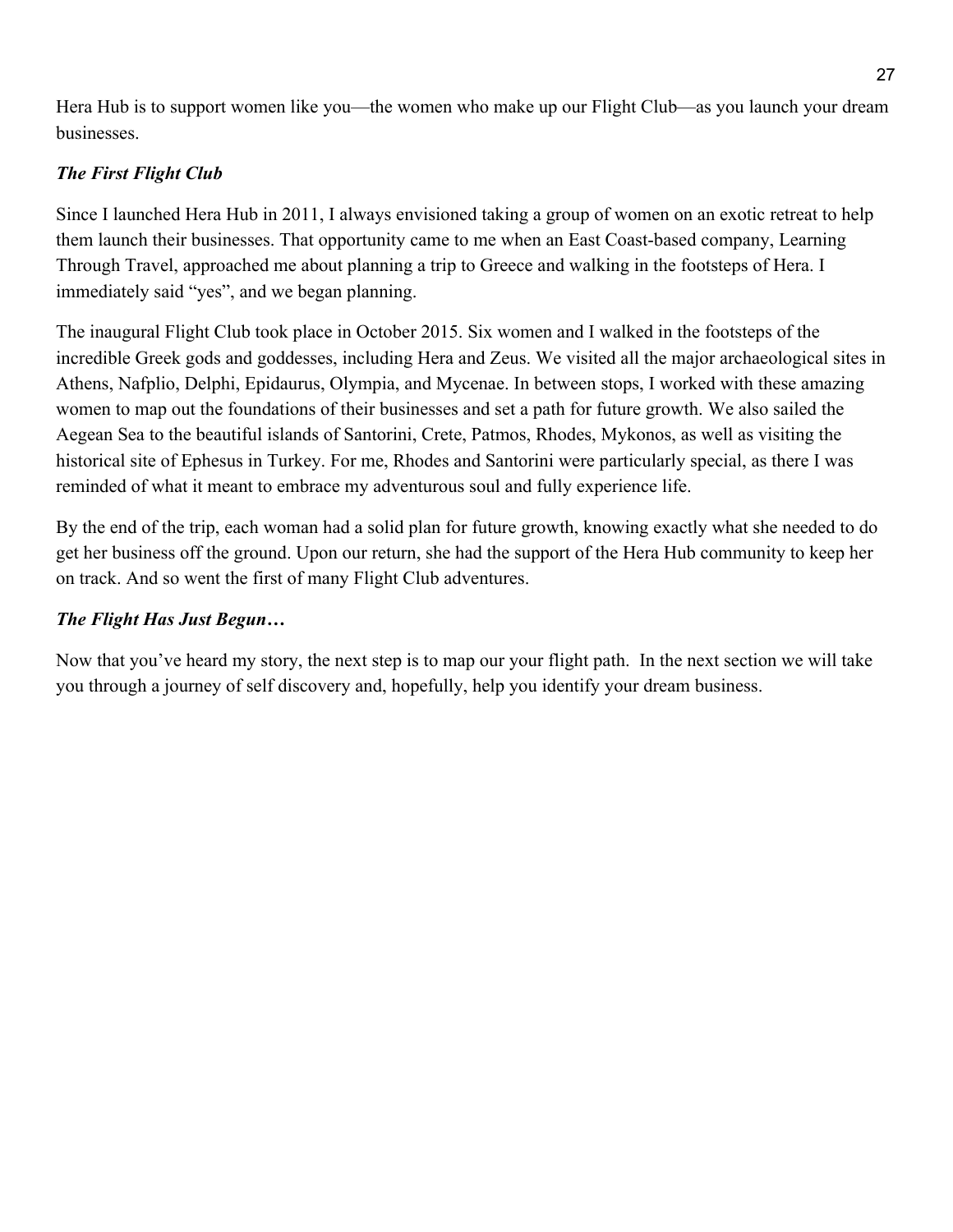Hera Hub is to support women like you—the women who make up our Flight Club—as you launch your dream businesses.

### *The First Flight Club*

Since I launched Hera Hub in 2011, I always envisioned taking a group of women on an exotic retreat to help them launch their businesses. That opportunity came to me when an East Coast-based company, Learning Through Travel, approached me about planning a trip to Greece and walking in the footsteps of Hera. I immediately said "yes", and we began planning.

The inaugural Flight Club took place in October 2015. Six women and I walked in the footsteps of the incredible Greek gods and goddesses, including Hera and Zeus. We visited all the major archaeological sites in Athens, Nafplio, Delphi, Epidaurus, Olympia, and Mycenae. In between stops, I worked with these amazing women to map out the foundations of their businesses and set a path for future growth. We also sailed the Aegean Sea to the beautiful islands of Santorini, Crete, Patmos, Rhodes, Mykonos, as well as visiting the historical site of Ephesus in Turkey. For me, Rhodes and Santorini were particularly special, as there I was reminded of what it meant to embrace my adventurous soul and fully experience life.

By the end of the trip, each woman had a solid plan for future growth, knowing exactly what she needed to do get her business off the ground. Upon our return, she had the support of the Hera Hub community to keep her on track. And so went the first of many Flight Club adventures.

### *The Flight Has Just Begun…*

Now that you've heard my story, the next step is to map our your flight path. In the next section we will take you through a journey of self discovery and, hopefully, help you identify your dream business.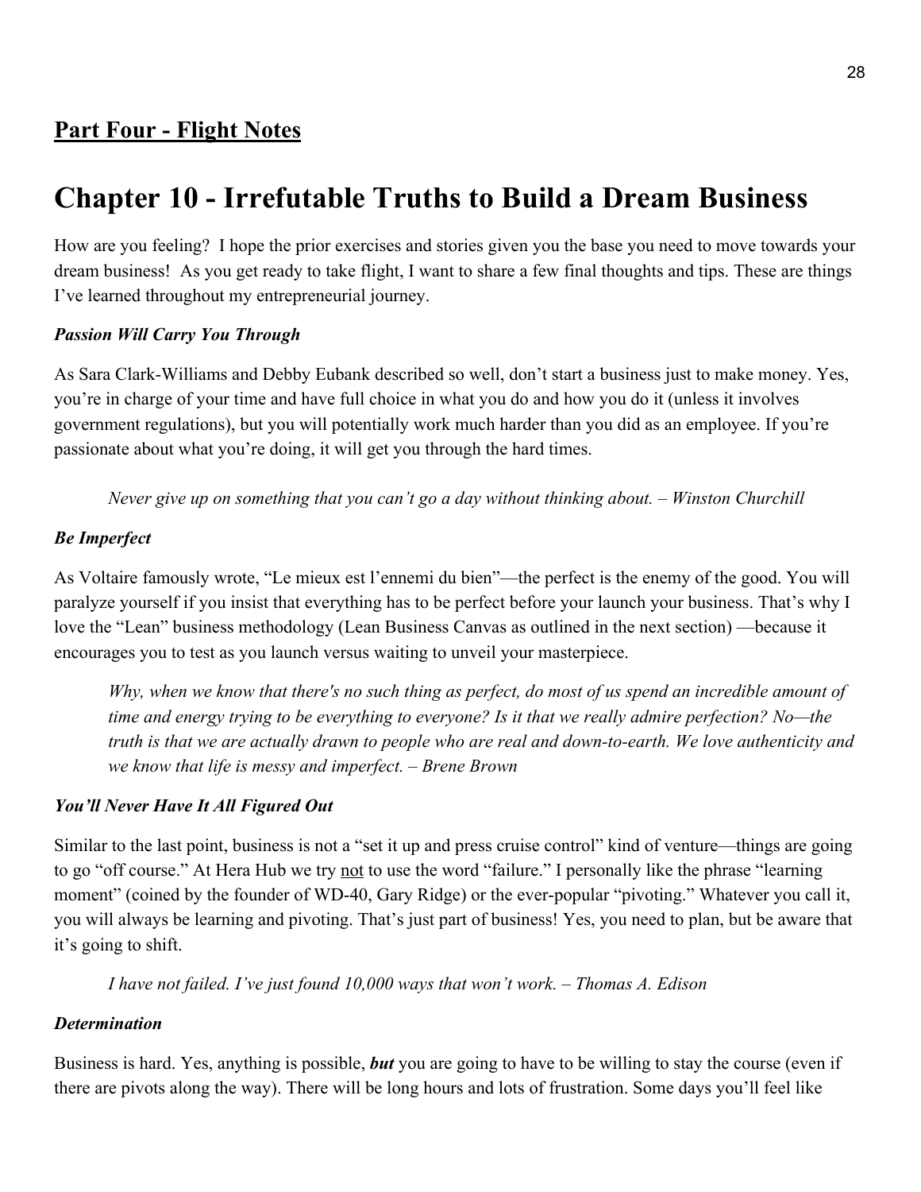## **Part Four - Flight Notes**

# Chapter 10 - Irrefutable Truths to Build a Dream Business

How are you feeling? I hope the prior exercises and stories given you the base you need to move towards your dream business! As you get ready to take flight, I want to share a few final thoughts and tips. These are things I've learned throughout my entrepreneurial journey.

***Passion Will Carry You Through***

As Sara Clark-Williams and Debby Eubank described so well, don't start a business just to make money. Yes, you're in charge of your time and have full choice in what you do and how you do it (unless it involves government regulations), but you will potentially work much harder than you did as an employee. If you're passionate about what you're doing, it will get you through the hard times.

> *Never give up on something that you can't go a day without thinking about. – Winston Churchill*

***Be Imperfect***

As Voltaire famously wrote, "Le mieux est l'ennemi du bien"—the perfect is the enemy of the good. You will paralyze yourself if you insist that everything has to be perfect before your launch your business. That's why I love the "Lean" business methodology (Lean Business Canvas as outlined in the next section) —because it encourages you to test as you launch versus waiting to unveil your masterpiece.

> *Why, when we know that there's no such thing as perfect, do most of us spend an incredible amount of time and energy trying to be everything to everyone? Is it that we really admire perfection? No—the truth is that we are actually drawn to people who are real and down-to-earth. We love authenticity and we know that life is messy and imperfect. – Brene Brown*

***You'll Never Have It All Figured Out***

Similar to the last point, business is not a "set it up and press cruise control" kind of venture—things are going to go "off course." At Hera Hub we try <u>not</u> to use the word "failure." I personally like the phrase "learning moment" (coined by the founder of WD-40, Gary Ridge) or the ever-popular "pivoting." Whatever you call it, you will always be learning and pivoting. That's just part of business! Yes, you need to plan, but be aware that it's going to shift.

> *I have not failed. I've just found 10,000 ways that won't work. – Thomas A. Edison*

***Determination***

Business is hard. Yes, anything is possible, ***but*** you are going to have to be willing to stay the course (even if there are pivots along the way). There will be long hours and lots of frustration. Some days you'll feel like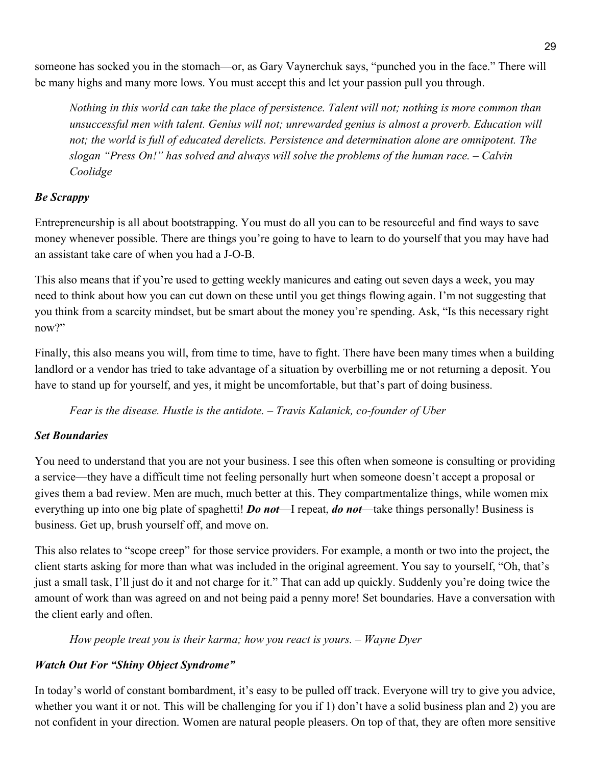someone has socked you in the stomach—or, as Gary Vaynerchuk says, "punched you in the face." There will be many highs and many more lows. You must accept this and let your passion pull you through.

> *Nothing in this world can take the place of persistence. Talent will not; nothing is more common than unsuccessful men with talent. Genius will not; unrewarded genius is almost a proverb. Education will not; the world is full of educated derelicts. Persistence and determination alone are omnipotent. The slogan "Press On!" has solved and always will solve the problems of the human race. – Calvin Coolidge*

### *Be Scrappy*

Entrepreneurship is all about bootstrapping. You must do all you can to be resourceful and find ways to save money whenever possible. There are things you're going to have to learn to do yourself that you may have had an assistant take care of when you had a J-O-B.

This also means that if you're used to getting weekly manicures and eating out seven days a week, you may need to think about how you can cut down on these until you get things flowing again. I'm not suggesting that you think from a scarcity mindset, but be smart about the money you're spending. Ask, "Is this necessary right now?"

Finally, this also means you will, from time to time, have to fight. There have been many times when a building landlord or a vendor has tried to take advantage of a situation by overbilling me or not returning a deposit. You have to stand up for yourself, and yes, it might be uncomfortable, but that's part of doing business.

> *Fear is the disease. Hustle is the antidote. – Travis Kalanick, co-founder of Uber*

### *Set Boundaries*

You need to understand that you are not your business. I see this often when someone is consulting or providing a service—they have a difficult time not feeling personally hurt when someone doesn't accept a proposal or gives them a bad review. Men are much, much better at this. They compartmentalize things, while women mix everything up into one big plate of spaghetti! ***Do not***—I repeat, ***do not***—take things personally! Business is business. Get up, brush yourself off, and move on.

This also relates to "scope creep" for those service providers. For example, a month or two into the project, the client starts asking for more than what was included in the original agreement. You say to yourself, "Oh, that's just a small task, I'll just do it and not charge for it." That can add up quickly. Suddenly you're doing twice the amount of work than was agreed on and not being paid a penny more! Set boundaries. Have a conversation with the client early and often.

> *How people treat you is their karma; how you react is yours. – Wayne Dyer*

### *Watch Out For "Shiny Object Syndrome"*

In today's world of constant bombardment, it's easy to be pulled off track. Everyone will try to give you advice, whether you want it or not. This will be challenging for you if 1) don't have a solid business plan and 2) you are not confident in your direction. Women are natural people pleasers. On top of that, they are often more sensitive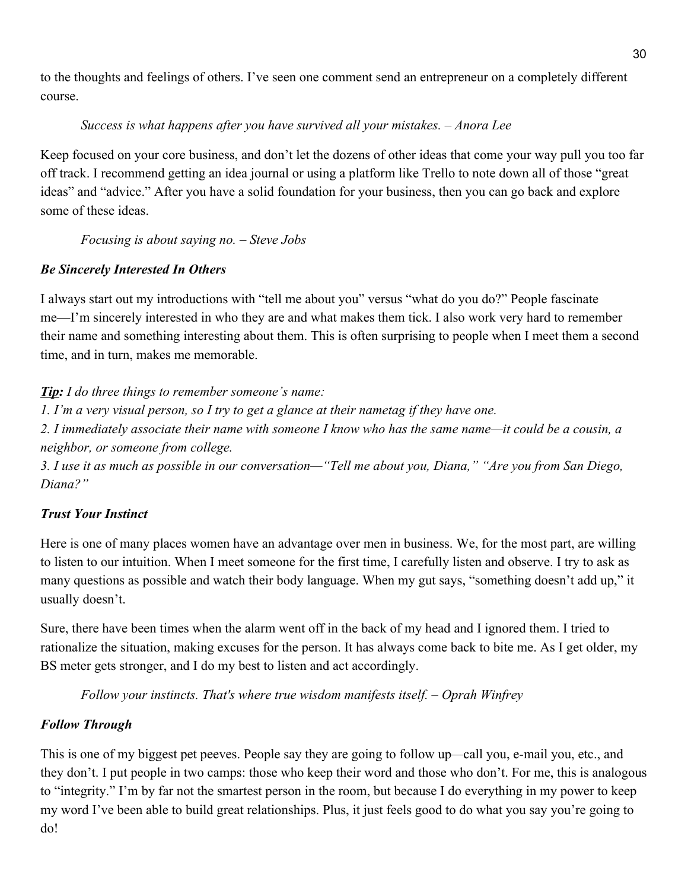to the thoughts and feelings of others. I've seen one comment send an entrepreneur on a completely different course.

*Success is what happens after you have survived all your mistakes. – Anora Lee*

Keep focused on your core business, and don't let the dozens of other ideas that come your way pull you too far off track. I recommend getting an idea journal or using a platform like Trello to note down all of those "great ideas" and "advice." After you have a solid foundation for your business, then you can go back and explore some of these ideas.

*Focusing is about saying no. – Steve Jobs*

***Be Sincerely Interested In Others***

I always start out my introductions with "tell me about you" versus "what do you do?" People fascinate me—I'm sincerely interested in who they are and what makes them tick. I also work very hard to remember their name and something interesting about them. This is often surprising to people when I meet them a second time, and in turn, makes me memorable.

***<u>Tip</u>:*** *I do three things to remember someone's name:*

*1. I'm a very visual person, so I try to get a glance at their nametag if they have one.*

*2. I immediately associate their name with someone I know who has the same name—it could be a cousin, a neighbor, or someone from college.*

*3. I use it as much as possible in our conversation—"Tell me about you, Diana," "Are you from San Diego, Diana?"*

***Trust Your Instinct***

Here is one of many places women have an advantage over men in business. We, for the most part, are willing to listen to our intuition. When I meet someone for the first time, I carefully listen and observe. I try to ask as many questions as possible and watch their body language. When my gut says, "something doesn't add up," it usually doesn't.

Sure, there have been times when the alarm went off in the back of my head and I ignored them. I tried to rationalize the situation, making excuses for the person. It has always come back to bite me. As I get older, my BS meter gets stronger, and I do my best to listen and act accordingly.

*Follow your instincts. That's where true wisdom manifests itself. – Oprah Winfrey*

***Follow Through***

This is one of my biggest pet peeves. People say they are going to follow up—call you, e-mail you, etc., and they don't. I put people in two camps: those who keep their word and those who don't. For me, this is analogous to "integrity." I'm by far not the smartest person in the room, but because I do everything in my power to keep my word I've been able to build great relationships. Plus, it just feels good to do what you say you're going to do!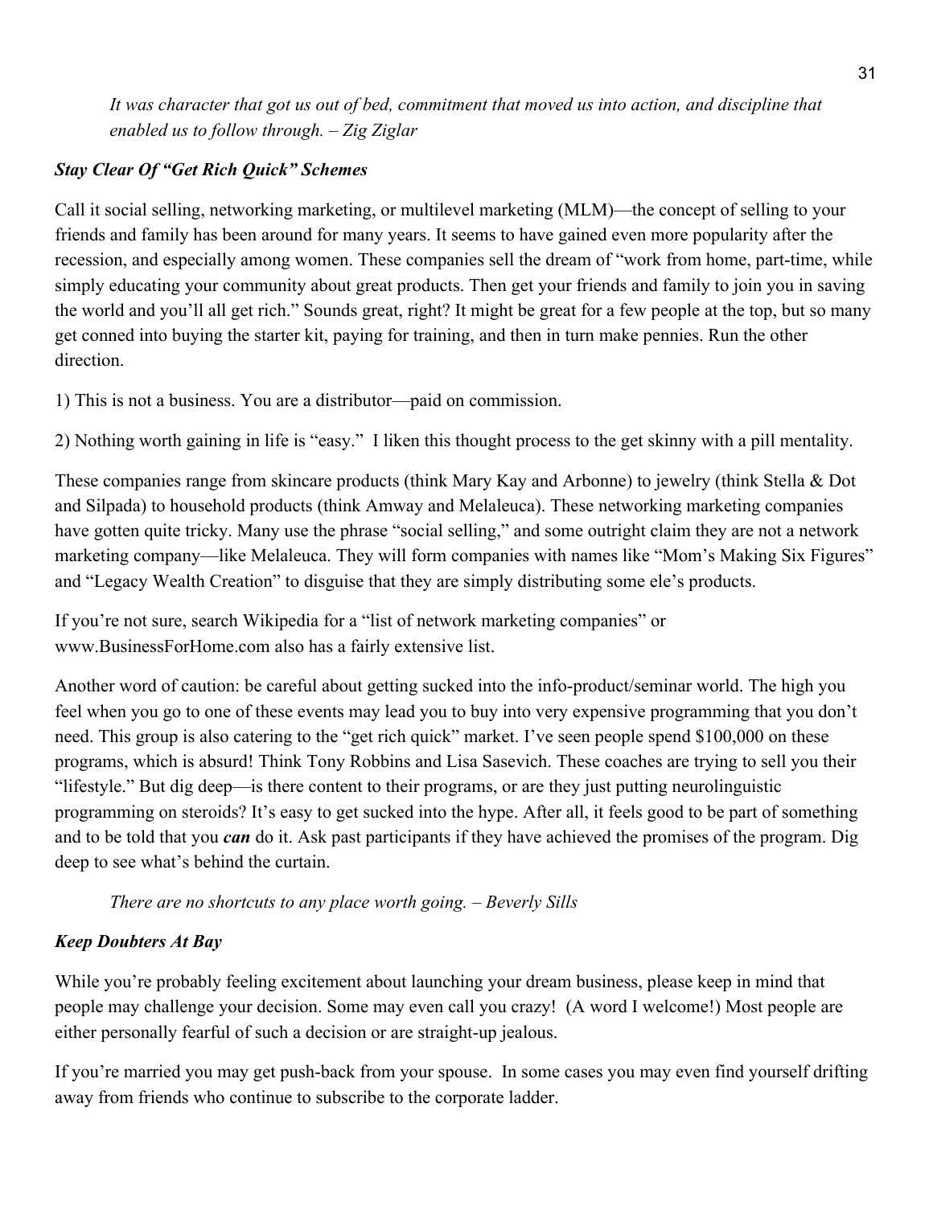*It was character that got us out of bed, commitment that moved us into action, and discipline that enabled us to follow through. – Zig Ziglar*

### *Stay Clear Of "Get Rich Quick" Schemes*

Call it social selling, networking marketing, or multilevel marketing (MLM)—the concept of selling to your friends and family has been around for many years. It seems to have gained even more popularity after the recession, and especially among women. These companies sell the dream of "work from home, part-time, while simply educating your community about great products. Then get your friends and family to join you in saving the world and you'll all get rich." Sounds great, right? It might be great for a few people at the top, but so many get conned into buying the starter kit, paying for training, and then in turn make pennies. Run the other direction.

1) This is not a business. You are a distributor—paid on commission.

2) Nothing worth gaining in life is "easy." I liken this thought process to the get skinny with a pill mentality.

These companies range from skincare products (think Mary Kay and Arbonne) to jewelry (think Stella & Dot and Silpada) to household products (think Amway and Melaleuca). These networking marketing companies have gotten quite tricky. Many use the phrase "social selling," and some outright claim they are not a network marketing company—like Melaleuca. They will form companies with names like "Mom's Making Six Figures" and "Legacy Wealth Creation" to disguise that they are simply distributing some ele's products.

If you're not sure, search Wikipedia for a "list of network marketing companies" or www.BusinessForHome.com also has a fairly extensive list.

Another word of caution: be careful about getting sucked into the info-product/seminar world. The high you feel when you go to one of these events may lead you to buy into very expensive programming that you don't need. This group is also catering to the "get rich quick" market. I've seen people spend $100,000 on these programs, which is absurd! Think Tony Robbins and Lisa Sasevich. These coaches are trying to sell you their "lifestyle." But dig deep—is there content to their programs, or are they just putting neurolinguistic programming on steroids? It's easy to get sucked into the hype. After all, it feels good to be part of something and to be told that you ***can*** do it. Ask past participants if they have achieved the promises of the program. Dig deep to see what's behind the curtain.

*There are no shortcuts to any place worth going. – Beverly Sills*

### *Keep Doubters At Bay*

While you're probably feeling excitement about launching your dream business, please keep in mind that people may challenge your decision. Some may even call you crazy! (A word I welcome!) Most people are either personally fearful of such a decision or are straight-up jealous.

If you're married you may get push-back from your spouse. In some cases you may even find yourself drifting away from friends who continue to subscribe to the corporate ladder.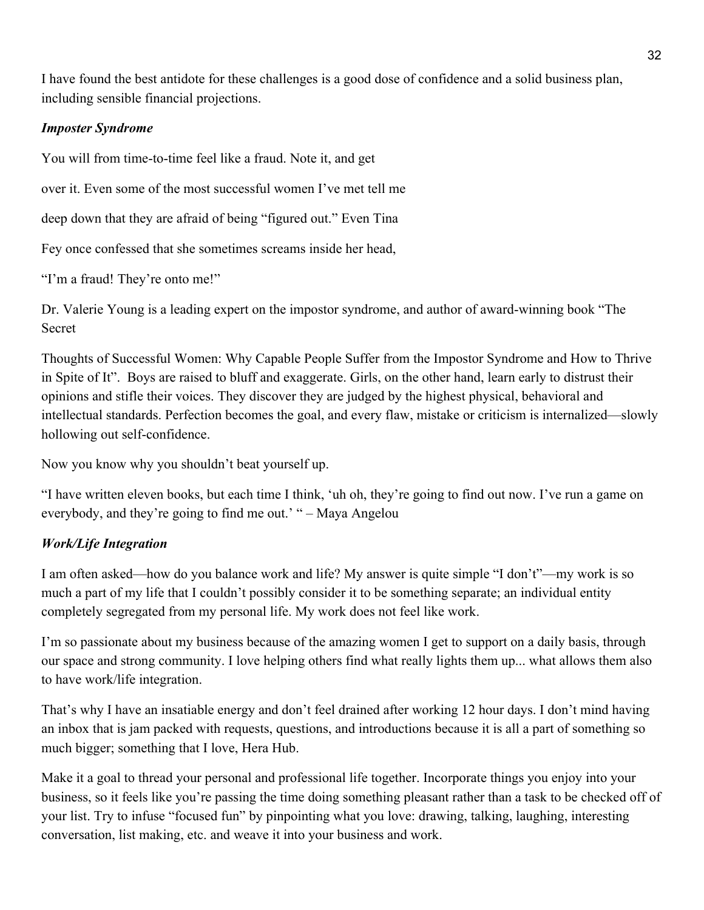I have found the best antidote for these challenges is a good dose of confidence and a solid business plan, including sensible financial projections.

***Imposter Syndrome***

You will from time-to-time feel like a fraud. Note it, and get over it. Even some of the most successful women I've met tell me deep down that they are afraid of being "figured out." Even Tina Fey once confessed that she sometimes screams inside her head, "I'm a fraud! They're onto me!"

Dr. Valerie Young is a leading expert on the impostor syndrome, and author of award-winning book "The Secret Thoughts of Successful Women: Why Capable People Suffer from the Impostor Syndrome and How to Thrive in Spite of It". Boys are raised to bluff and exaggerate. Girls, on the other hand, learn early to distrust their opinions and stifle their voices. They discover they are judged by the highest physical, behavioral and intellectual standards. Perfection becomes the goal, and every flaw, mistake or criticism is internalized—slowly hollowing out self-confidence.

Now you know why you shouldn't beat yourself up.

"I have written eleven books, but each time I think, 'uh oh, they're going to find out now. I've run a game on everybody, and they're going to find me out.' " – Maya Angelou

***Work/Life Integration***

I am often asked—how do you balance work and life? My answer is quite simple "I don't"—my work is so much a part of my life that I couldn't possibly consider it to be something separate; an individual entity completely segregated from my personal life. My work does not feel like work.

I'm so passionate about my business because of the amazing women I get to support on a daily basis, through our space and strong community. I love helping others find what really lights them up... what allows them also to have work/life integration.

That's why I have an insatiable energy and don't feel drained after working 12 hour days. I don't mind having an inbox that is jam packed with requests, questions, and introductions because it is all a part of something so much bigger; something that I love, Hera Hub.

Make it a goal to thread your personal and professional life together. Incorporate things you enjoy into your business, so it feels like you're passing the time doing something pleasant rather than a task to be checked off of your list. Try to infuse "focused fun" by pinpointing what you love: drawing, talking, laughing, interesting conversation, list making, etc. and weave it into your business and work.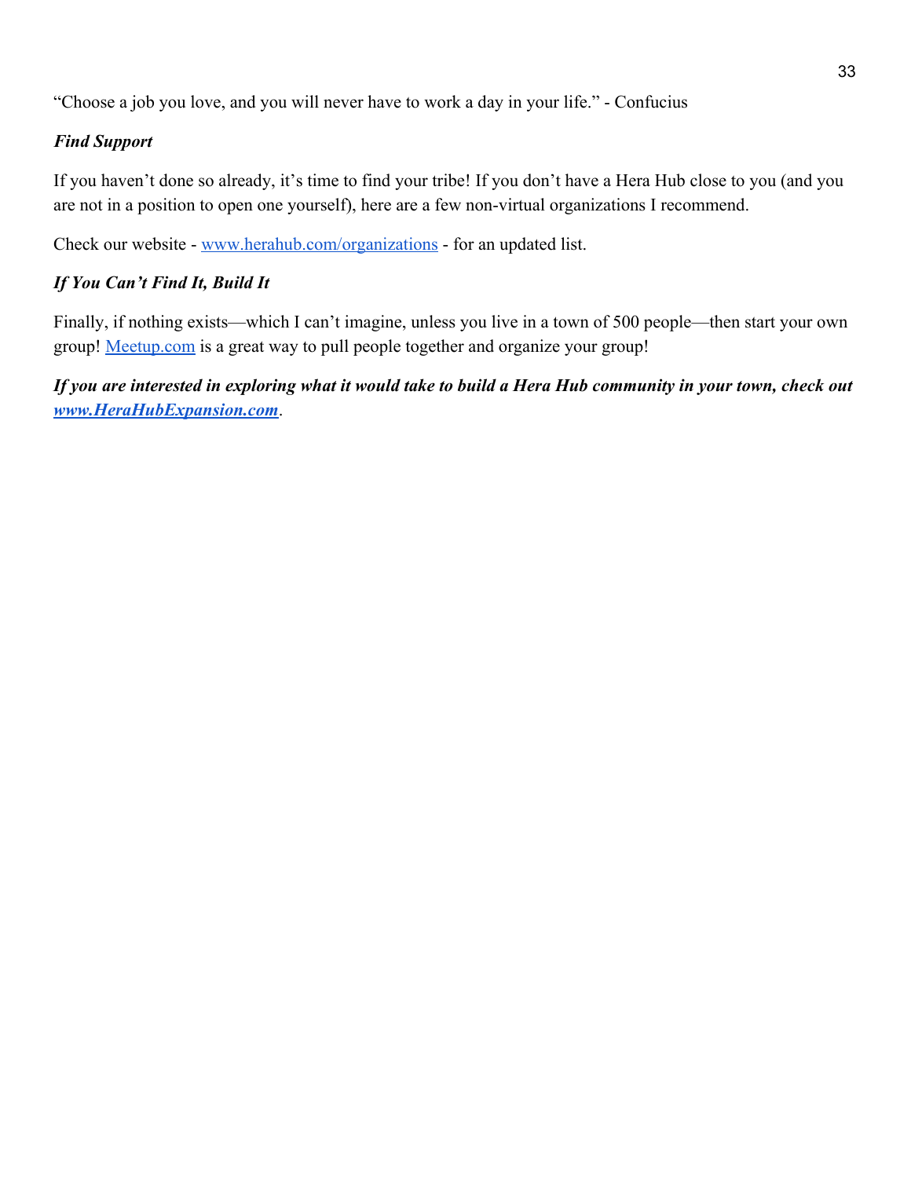“Choose a job you love, and you will never have to work a day in your life.” - Confucius

***Find Support***

If you haven’t done so already, it’s time to find your tribe! If you don’t have a Hera Hub close to you (and you are not in a position to open one yourself), here are a few non-virtual organizations I recommend.

Check our website - [www.herahub.com/organizations](http://www.herahub.com/organizations) - for an updated list.

***If You Can’t Find It, Build It***

Finally, if nothing exists—which I can’t imagine, unless you live in a town of 500 people—then start your own group! [Meetup.com](http://Meetup.com) is a great way to pull people together and organize your group!

***If you are interested in exploring what it would take to build a Hera Hub community in your town, check out [www.HeraHubExpansion.com](http://www.HeraHubExpansion.com).***